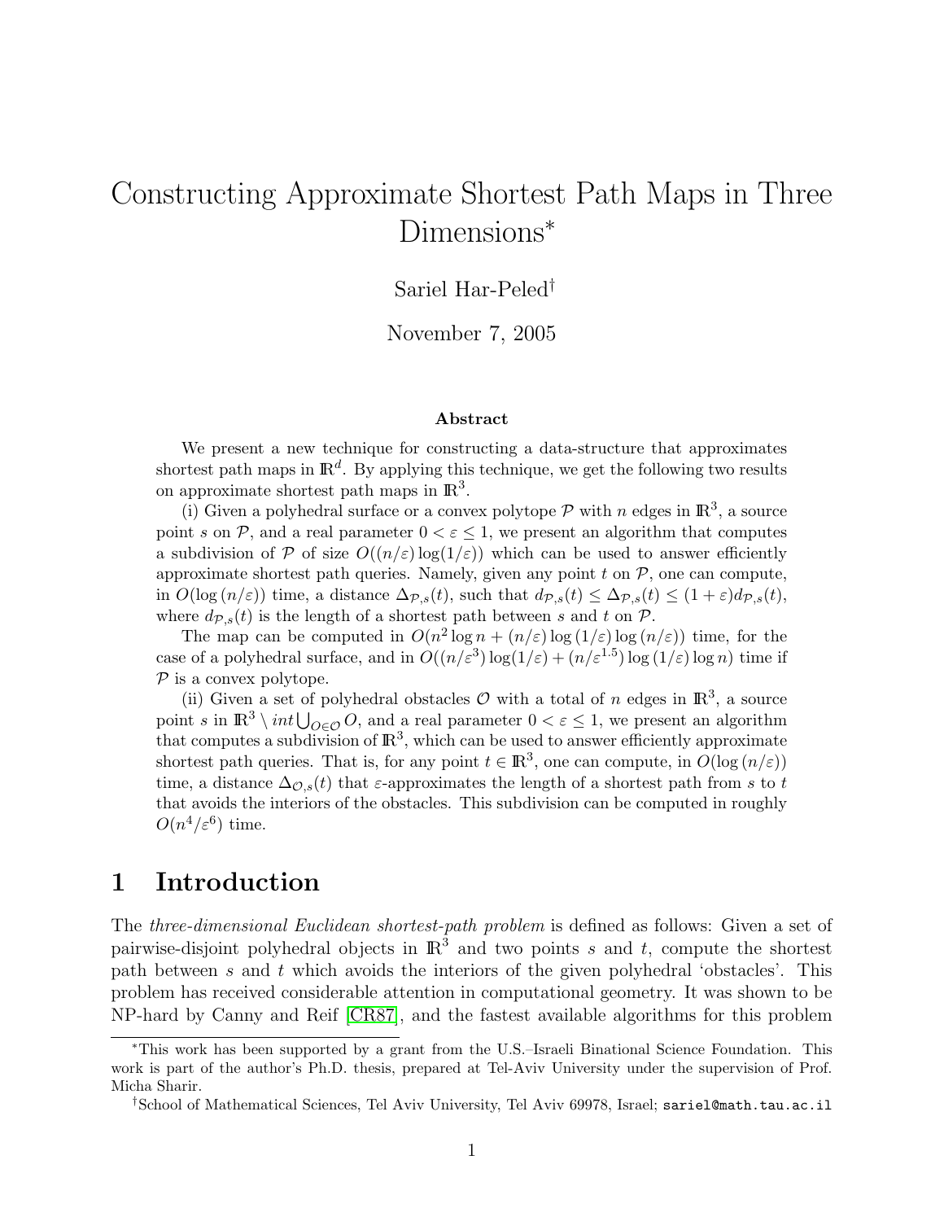# Constructing Approximate Shortest Path Maps in Three Dimensions*

Sariel Har-Peled†

November 7, 2005

### Abstract

We present a new technique for constructing a data-structure that approximates shortest path maps in $\mathbb{R}^d$. By applying this technique, we get the following two results on approximate shortest path maps in $\mathbb{R}^3$.

(i) Given a polyhedral surface or a convex polytope $\mathcal{P}$ with $n$ edges in $\mathbb{R}^3$, a source point $s$ on $\mathcal{P}$, and a real parameter $0 < \varepsilon \leq 1$, we present an algorithm that computes a subdivision of $\mathcal{P}$ of size $O((n/\varepsilon)\log(1/\varepsilon))$ which can be used to answer efficiently approximate shortest path queries. Namely, given any point $t$ on $\mathcal{P}$, one can compute, in $O(\log(n/\varepsilon))$ time, a distance $\Delta_{\mathcal{P},s}(t)$, such that $d_{\mathcal{P},s}(t) \leq \Delta_{\mathcal{P},s}(t) \leq (1+\varepsilon)d_{\mathcal{P},s}(t)$, where $d_{\mathcal{P},s}(t)$ is the length of a shortest path between $s$ and $t$ on $\mathcal{P}$.

The map can be computed in $O(n^2 \log n + (n/\varepsilon)\log(1/\varepsilon)\log(n/\varepsilon))$ time, for the case of a polyhedral surface, and in $O((n/\varepsilon^3)\log(1/\varepsilon) + (n/\varepsilon^{1.5})\log(1/\varepsilon)\log n)$ time if $\mathcal{P}$ is a convex polytope.

(ii) Given a set of polyhedral obstacles $\mathcal{O}$ with a total of $n$ edges in $\mathbb{R}^3$, a source point $s$ in $\mathbb{R}^3 \setminus int \bigcup_{O \in \mathcal{O}} O$, and a real parameter $0 < \varepsilon \leq 1$, we present an algorithm that computes a subdivision of $\mathbb{R}^3$, which can be used to answer efficiently approximate shortest path queries. That is, for any point $t \in \mathbb{R}^3$, one can compute, in $O(\log(n/\varepsilon))$ time, a distance $\Delta_{\mathcal{O},s}(t)$ that $\varepsilon$-approximates the length of a shortest path from $s$ to $t$ that avoids the interiors of the obstacles. This subdivision can be computed in roughly $O(n^4/\varepsilon^6)$ time.

## 1 Introduction

The *three-dimensional Euclidean shortest-path problem* is defined as follows: Given a set of pairwise-disjoint polyhedral objects in $\mathbb{R}^3$ and two points $s$ and $t$, compute the shortest path between $s$ and $t$ which avoids the interiors of the given polyhedral 'obstacles'. This problem has received considerable attention in computational geometry. It was shown to be NP-hard by Canny and Reif [CR87], and the fastest available algorithms for this problem

---

*This work has been supported by a grant from the U.S.–Israeli Binational Science Foundation. This work is part of the author's Ph.D. thesis, prepared at Tel-Aviv University under the supervision of Prof. Micha Sharir.

†School of Mathematical Sciences, Tel Aviv University, Tel Aviv 69978, Israel; sariel@math.tau.ac.il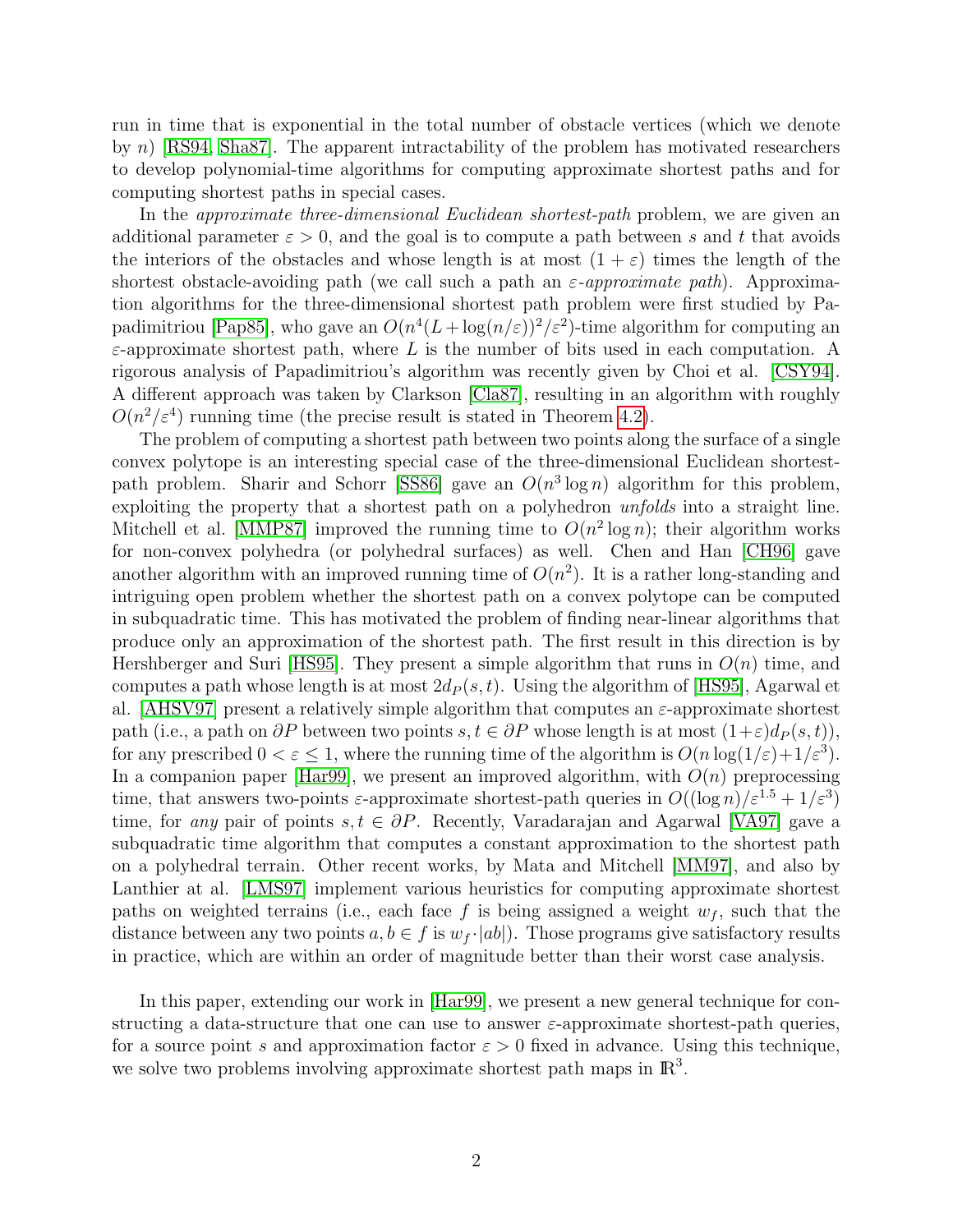run in time that is exponential in the total number of obstacle vertices (which we denote by $n$) [RS94, Sha87]. The apparent intractability of the problem has motivated researchers to develop polynomial-time algorithms for computing approximate shortest paths and for computing shortest paths in special cases.

In the *approximate three-dimensional Euclidean shortest-path* problem, we are given an additional parameter $\varepsilon > 0$, and the goal is to compute a path between $s$ and $t$ that avoids the interiors of the obstacles and whose length is at most $(1 + \varepsilon)$ times the length of the shortest obstacle-avoiding path (we call such a path an $\varepsilon$*-approximate path*). Approximation algorithms for the three-dimensional shortest path problem were first studied by Papadimitriou [Pap85], who gave an $O(n^4(L + \log(n/\varepsilon))^2/\varepsilon^2)$-time algorithm for computing an $\varepsilon$-approximate shortest path, where $L$ is the number of bits used in each computation. A rigorous analysis of Papadimitriou's algorithm was recently given by Choi et al. [CSY94]. A different approach was taken by Clarkson [Cla87], resulting in an algorithm with roughly $O(n^2/\varepsilon^4)$ running time (the precise result is stated in Theorem 4.2).

The problem of computing a shortest path between two points along the surface of a single convex polytope is an interesting special case of the three-dimensional Euclidean shortest-path problem. Sharir and Schorr [SS86] gave an $O(n^3 \log n)$ algorithm for this problem, exploiting the property that a shortest path on a polyhedron *unfolds* into a straight line. Mitchell et al. [MMP87] improved the running time to $O(n^2 \log n)$; their algorithm works for non-convex polyhedra (or polyhedral surfaces) as well. Chen and Han [CH96] gave another algorithm with an improved running time of $O(n^2)$. It is a rather long-standing and intriguing open problem whether the shortest path on a convex polytope can be computed in subquadratic time. This has motivated the problem of finding near-linear algorithms that produce only an approximation of the shortest path. The first result in this direction is by Hershberger and Suri [HS95]. They present a simple algorithm that runs in $O(n)$ time, and computes a path whose length is at most $2d_P(s,t)$. Using the algorithm of [HS95], Agarwal et al. [AHSV97] present a relatively simple algorithm that computes an $\varepsilon$-approximate shortest path (i.e., a path on $\partial P$ between two points $s, t \in \partial P$ whose length is at most $(1+\varepsilon)d_P(s,t)$), for any prescribed $0 < \varepsilon \leq 1$, where the running time of the algorithm is $O(n \log(1/\varepsilon) + 1/\varepsilon^3)$. In a companion paper [Har99], we present an improved algorithm, with $O(n)$ preprocessing time, that answers two-points $\varepsilon$-approximate shortest-path queries in $O((\log n)/\varepsilon^{1.5} + 1/\varepsilon^3)$ time, for *any* pair of points $s, t \in \partial P$. Recently, Varadarajan and Agarwal [VA97] gave a subquadratic time algorithm that computes a constant approximation to the shortest path on a polyhedral terrain. Other recent works, by Mata and Mitchell [MM97], and also by Lanthier at al. [LMS97] implement various heuristics for computing approximate shortest paths on weighted terrains (i.e., each face $f$ is being assigned a weight $w_f$, such that the distance between any two points $a, b \in f$ is $w_f \cdot |ab|$). Those programs give satisfactory results in practice, which are within an order of magnitude better than their worst case analysis.

In this paper, extending our work in [Har99], we present a new general technique for constructing a data-structure that one can use to answer $\varepsilon$-approximate shortest-path queries, for a source point $s$ and approximation factor $\varepsilon > 0$ fixed in advance. Using this technique, we solve two problems involving approximate shortest path maps in $\mathbb{R}^3$.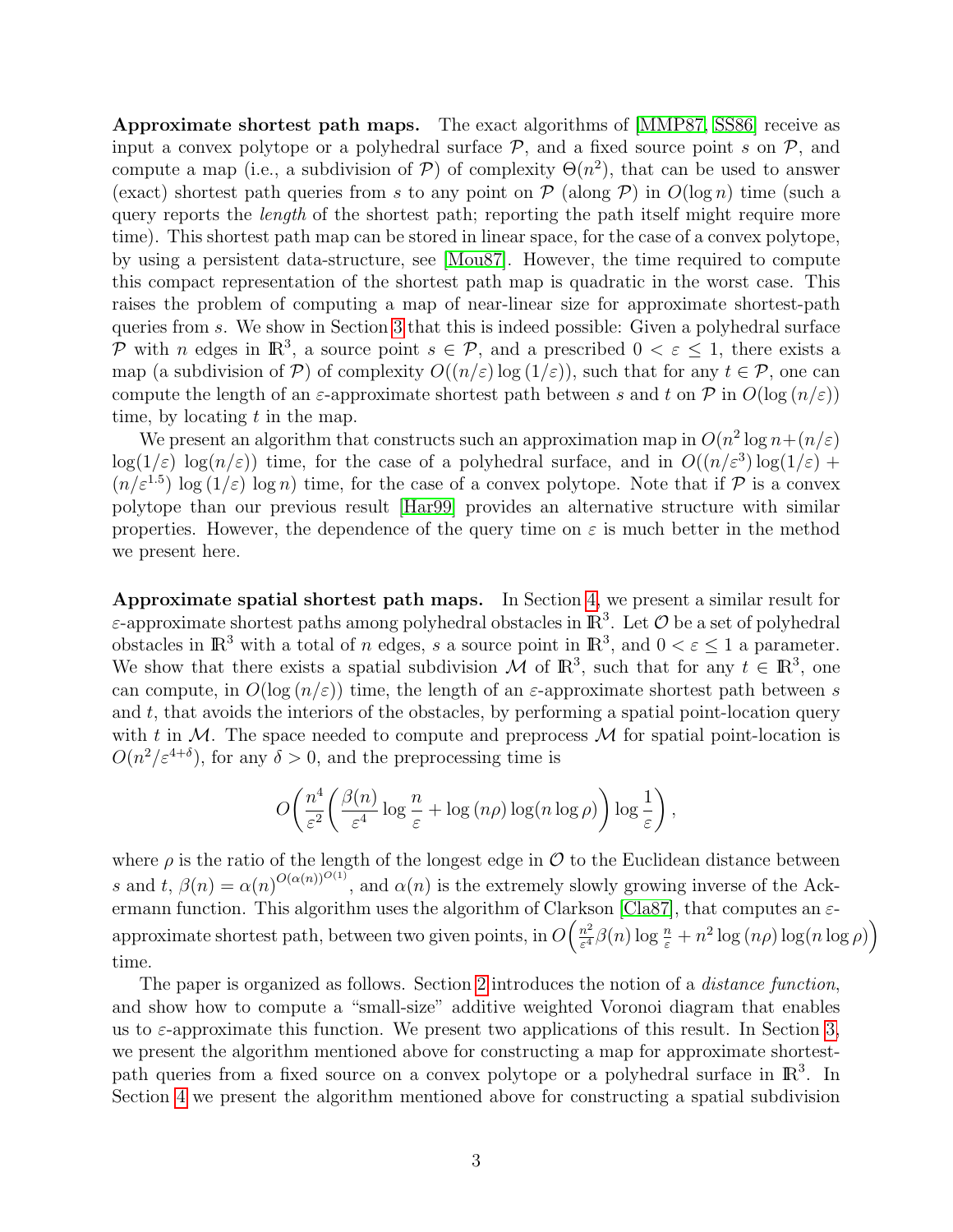**Approximate shortest path maps.** The exact algorithms of [MMP87, SS86] receive as input a convex polytope or a polyhedral surface $\mathcal{P}$, and a fixed source point $s$ on $\mathcal{P}$, and compute a map (i.e., a subdivision of $\mathcal{P}$) of complexity $\Theta(n^2)$, that can be used to answer (exact) shortest path queries from $s$ to any point on $\mathcal{P}$ (along $\mathcal{P}$) in $O(\log n)$ time (such a query reports the *length* of the shortest path; reporting the path itself might require more time). This shortest path map can be stored in linear space, for the case of a convex polytope, by using a persistent data-structure, see [Mou87]. However, the time required to compute this compact representation of the shortest path map is quadratic in the worst case. This raises the problem of computing a map of near-linear size for approximate shortest-path queries from $s$. We show in Section 3 that this is indeed possible: Given a polyhedral surface $\mathcal{P}$ with $n$ edges in $\mathbb{R}^3$, a source point $s \in \mathcal{P}$, and a prescribed $0 < \varepsilon \leq 1$, there exists a map (a subdivision of $\mathcal{P}$) of complexity $O((n/\varepsilon)\log(1/\varepsilon))$, such that for any $t \in \mathcal{P}$, one can compute the length of an $\varepsilon$-approximate shortest path between $s$ and $t$ on $\mathcal{P}$ in $O(\log(n/\varepsilon))$ time, by locating $t$ in the map.

We present an algorithm that constructs such an approximation map in $O(n^2 \log n + (n/\varepsilon) \log(1/\varepsilon) \log(n/\varepsilon))$ time, for the case of a polyhedral surface, and in $O((n/\varepsilon^3)\log(1/\varepsilon) + (n/\varepsilon^{1.5}) \log(1/\varepsilon) \log n)$ time, for the case of a convex polytope. Note that if $\mathcal{P}$ is a convex polytope than our previous result [Har99] provides an alternative structure with similar properties. However, the dependence of the query time on $\varepsilon$ is much better in the method we present here.

**Approximate spatial shortest path maps.** In Section 4, we present a similar result for $\varepsilon$-approximate shortest paths among polyhedral obstacles in $\mathbb{R}^3$. Let $\mathcal{O}$ be a set of polyhedral obstacles in $\mathbb{R}^3$ with a total of $n$ edges, $s$ a source point in $\mathbb{R}^3$, and $0 < \varepsilon \leq 1$ a parameter. We show that there exists a spatial subdivision $\mathcal{M}$ of $\mathbb{R}^3$, such that for any $t \in \mathbb{R}^3$, one can compute, in $O(\log(n/\varepsilon))$ time, the length of an $\varepsilon$-approximate shortest path between $s$ and $t$, that avoids the interiors of the obstacles, by performing a spatial point-location query with $t$ in $\mathcal{M}$. The space needed to compute and preprocess $\mathcal{M}$ for spatial point-location is $O(n^2/\varepsilon^{4+\delta})$, for any $\delta > 0$, and the preprocessing time is

$$O\left(\frac{n^4}{\varepsilon^2}\left(\frac{\beta(n)}{\varepsilon^4}\log\frac{n}{\varepsilon} + \log(n\rho)\log(n\log\rho)\right)\log\frac{1}{\varepsilon}\right),$$

where $\rho$ is the ratio of the length of the longest edge in $\mathcal{O}$ to the Euclidean distance between $s$ and $t$, $\beta(n) = \alpha(n)^{O(\alpha(n))^{O(1)}}$, and $\alpha(n)$ is the extremely slowly growing inverse of the Ackermann function. This algorithm uses the algorithm of Clarkson [Cla87], that computes an $\varepsilon$-approximate shortest path, between two given points, in $O\left(\frac{n^2}{\varepsilon^4}\beta(n)\log\frac{n}{\varepsilon} + n^2\log(n\rho)\log(n\log\rho)\right)$ time.

The paper is organized as follows. Section 2 introduces the notion of a *distance function*, and show how to compute a "small-size" additive weighted Voronoi diagram that enables us to $\varepsilon$-approximate this function. We present two applications of this result. In Section 3, we present the algorithm mentioned above for constructing a map for approximate shortest-path queries from a fixed source on a convex polytope or a polyhedral surface in $\mathbb{R}^3$. In Section 4 we present the algorithm mentioned above for constructing a spatial subdivision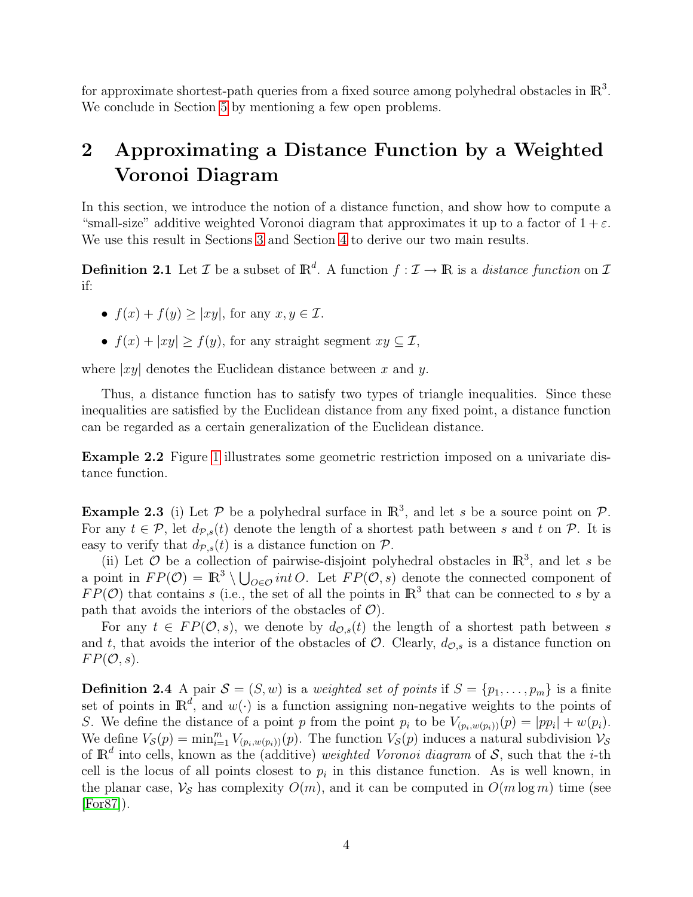for approximate shortest-path queries from a fixed source among polyhedral obstacles in $\mathbb{R}^3$. We conclude in Section 5 by mentioning a few open problems.

# 2 Approximating a Distance Function by a Weighted Voronoi Diagram

In this section, we introduce the notion of a distance function, and show how to compute a "small-size" additive weighted Voronoi diagram that approximates it up to a factor of $1+\varepsilon$. We use this result in Sections 3 and Section 4 to derive our two main results.

**Definition 2.1** Let $\mathcal{I}$ be a subset of $\mathbb{R}^d$. A function $f : \mathcal{I} \to \mathbb{R}$ is a *distance function* on $\mathcal{I}$ if:

- $f(x) + f(y) \geq |xy|$, for any $x, y \in \mathcal{I}$.
- $f(x) + |xy| \geq f(y)$, for any straight segment $xy \subseteq \mathcal{I}$,

where $|xy|$ denotes the Euclidean distance between $x$ and $y$.

Thus, a distance function has to satisfy two types of triangle inequalities. Since these inequalities are satisfied by the Euclidean distance from any fixed point, a distance function can be regarded as a certain generalization of the Euclidean distance.

**Example 2.2** Figure 1 illustrates some geometric restriction imposed on a univariate distance function.

**Example 2.3** (i) Let $\mathcal{P}$ be a polyhedral surface in $\mathbb{R}^3$, and let $s$ be a source point on $\mathcal{P}$. For any $t \in \mathcal{P}$, let $d_{\mathcal{P},s}(t)$ denote the length of a shortest path between $s$ and $t$ on $\mathcal{P}$. It is easy to verify that $d_{\mathcal{P},s}(t)$ is a distance function on $\mathcal{P}$.

(ii) Let $\mathcal{O}$ be a collection of pairwise-disjoint polyhedral obstacles in $\mathbb{R}^3$, and let $s$ be a point in $FP(\mathcal{O}) = \mathbb{R}^3 \setminus \bigcup_{O \in \mathcal{O}} int\, O$. Let $FP(\mathcal{O}, s)$ denote the connected component of $FP(\mathcal{O})$ that contains $s$ (i.e., the set of all the points in $\mathbb{R}^3$ that can be connected to $s$ by a path that avoids the interiors of the obstacles of $\mathcal{O}$).

For any $t \in FP(\mathcal{O}, s)$, we denote by $d_{\mathcal{O},s}(t)$ the length of a shortest path between $s$ and $t$, that avoids the interior of the obstacles of $\mathcal{O}$. Clearly, $d_{\mathcal{O},s}$ is a distance function on $FP(\mathcal{O}, s)$.

**Definition 2.4** A pair $\mathcal{S} = (S, w)$ is a *weighted set of points* if $S = \{p_1, \ldots, p_m\}$ is a finite set of points in $\mathbb{R}^d$, and $w(\cdot)$ is a function assigning non-negative weights to the points of $S$. We define the distance of a point $p$ from the point $p_i$ to be $V_{(p_i,w(p_i))}(p) = |pp_i| + w(p_i)$. We define $V_{\mathcal{S}}(p) = \min_{i=1}^{m} V_{(p_i,w(p_i))}(p)$. The function $V_{\mathcal{S}}(p)$ induces a natural subdivision $\mathcal{V}_{\mathcal{S}}$ of $\mathbb{R}^d$ into cells, known as the (additive) *weighted Voronoi diagram* of $\mathcal{S}$, such that the $i$-th cell is the locus of all points closest to $p_i$ in this distance function. As is well known, in the planar case, $\mathcal{V}_{\mathcal{S}}$ has complexity $O(m)$, and it can be computed in $O(m \log m)$ time (see [For87]).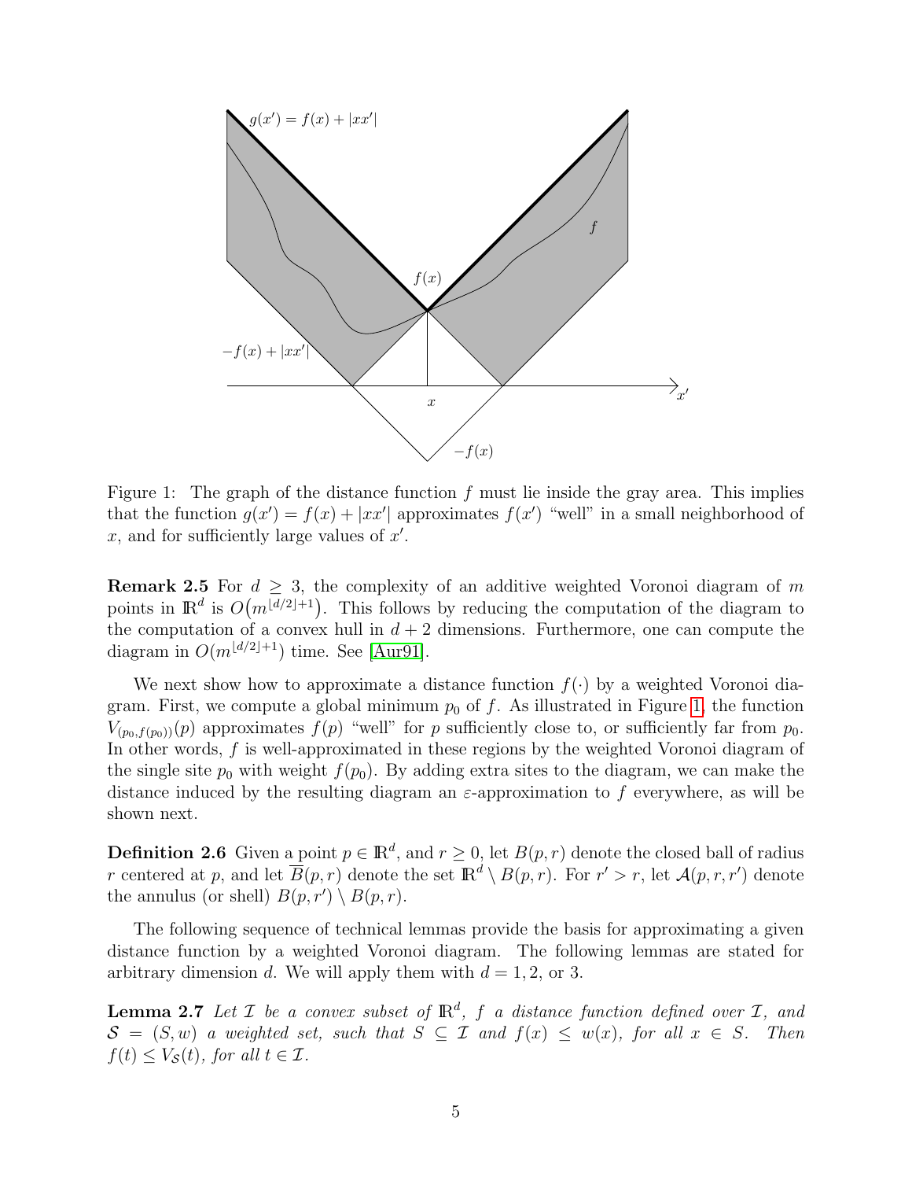Figure 1: The graph of the distance function $f$ must lie inside the gray area. This implies that the function $g(x') = f(x) + |xx'|$ approximates $f(x')$ "well" in a small neighborhood of $x$, and for sufficiently large values of $x'$.

**Remark 2.5** For $d \geq 3$, the complexity of an additive weighted Voronoi diagram of $m$ points in $\mathbb{R}^d$ is $O\big(m^{\lfloor d/2 \rfloor + 1}\big)$. This follows by reducing the computation of the diagram to the computation of a convex hull in $d + 2$ dimensions. Furthermore, one can compute the diagram in $O(m^{\lfloor d/2 \rfloor + 1})$ time. See [Aur91].

We next show how to approximate a distance function $f(\cdot)$ by a weighted Voronoi diagram. First, we compute a global minimum $p_0$ of $f$. As illustrated in Figure 1, the function $V_{(p_0, f(p_0))}(p)$ approximates $f(p)$ "well" for $p$ sufficiently close to, or sufficiently far from $p_0$. In other words, $f$ is well-approximated in these regions by the weighted Voronoi diagram of the single site $p_0$ with weight $f(p_0)$. By adding extra sites to the diagram, we can make the distance induced by the resulting diagram an $\varepsilon$-approximation to $f$ everywhere, as will be shown next.

**Definition 2.6** Given a point $p \in \mathbb{R}^d$, and $r \geq 0$, let $B(p, r)$ denote the closed ball of radius $r$ centered at $p$, and let $\overline{B}(p, r)$ denote the set $\mathbb{R}^d \setminus B(p, r)$. For $r' > r$, let $\mathcal{A}(p, r, r')$ denote the annulus (or shell) $B(p, r') \setminus B(p, r)$.

The following sequence of technical lemmas provide the basis for approximating a given distance function by a weighted Voronoi diagram. The following lemmas are stated for arbitrary dimension $d$. We will apply them with $d = 1, 2$, or $3$.

**Lemma 2.7** *Let $\mathcal{I}$ be a convex subset of $\mathbb{R}^d$, $f$ a distance function defined over $\mathcal{I}$, and $\mathcal{S} = (S, w)$ a weighted set, such that $S \subseteq \mathcal{I}$ and $f(x) \leq w(x)$, for all $x \in S$. Then $f(t) \leq V_{\mathcal{S}}(t)$, for all $t \in \mathcal{I}$.*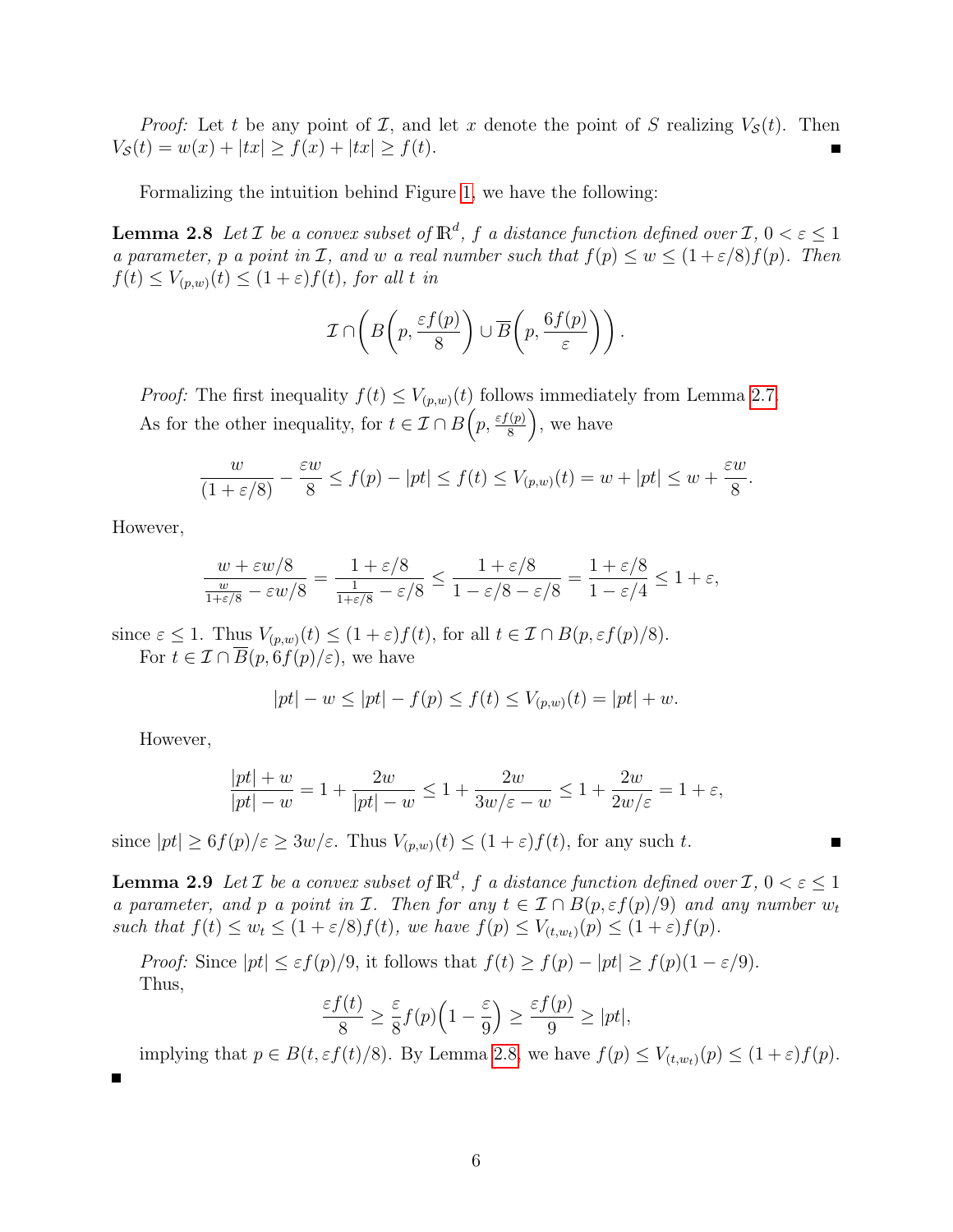*Proof:* Let $t$ be any point of $\mathcal{I}$, and let $x$ denote the point of $S$ realizing $V_{\mathcal{S}}(t)$. Then $V_{\mathcal{S}}(t) = w(x) + |tx| \geq f(x) + |tx| \geq f(t)$. ∎

Formalizing the intuition behind Figure 1, we have the following:

**Lemma 2.8** *Let $\mathcal{I}$ be a convex subset of $\mathbb{R}^d$, $f$ a distance function defined over $\mathcal{I}$, $0 < \varepsilon \leq 1$ a parameter, $p$ a point in $\mathcal{I}$, and $w$ a real number such that $f(p) \leq w \leq (1+\varepsilon/8)f(p)$. Then $f(t) \leq V_{(p,w)}(t) \leq (1+\varepsilon)f(t)$, for all $t$ in*

$$\mathcal{I} \cap \left( B\left(p, \frac{\varepsilon f(p)}{8}\right) \cup \overline{B}\left(p, \frac{6f(p)}{\varepsilon}\right) \right).$$

*Proof:* The first inequality $f(t) \leq V_{(p,w)}(t)$ follows immediately from Lemma 2.7.

As for the other inequality, for $t \in \mathcal{I} \cap B\left(p, \frac{\varepsilon f(p)}{8}\right)$, we have

$$\frac{w}{(1+\varepsilon/8)} - \frac{\varepsilon w}{8} \leq f(p) - |pt| \leq f(t) \leq V_{(p,w)}(t) = w + |pt| \leq w + \frac{\varepsilon w}{8}.$$

However,

$$\frac{w + \varepsilon w/8}{\frac{w}{1+\varepsilon/8} - \varepsilon w/8} = \frac{1+\varepsilon/8}{\frac{1}{1+\varepsilon/8} - \varepsilon/8} \leq \frac{1+\varepsilon/8}{1-\varepsilon/8-\varepsilon/8} = \frac{1+\varepsilon/8}{1-\varepsilon/4} \leq 1+\varepsilon,$$

since $\varepsilon \leq 1$. Thus $V_{(p,w)}(t) \leq (1+\varepsilon)f(t)$, for all $t \in \mathcal{I} \cap B(p, \varepsilon f(p)/8)$.

For $t \in \mathcal{I} \cap \overline{B}(p, 6f(p)/\varepsilon)$, we have

$$|pt| - w \leq |pt| - f(p) \leq f(t) \leq V_{(p,w)}(t) = |pt| + w.$$

However,

$$\frac{|pt| + w}{|pt| - w} = 1 + \frac{2w}{|pt| - w} \leq 1 + \frac{2w}{3w/\varepsilon - w} \leq 1 + \frac{2w}{2w/\varepsilon} = 1 + \varepsilon,$$

since $|pt| \geq 6f(p)/\varepsilon \geq 3w/\varepsilon$. Thus $V_{(p,w)}(t) \leq (1+\varepsilon)f(t)$, for any such $t$. ∎

**Lemma 2.9** *Let $\mathcal{I}$ be a convex subset of $\mathbb{R}^d$, $f$ a distance function defined over $\mathcal{I}$, $0 < \varepsilon \leq 1$ a parameter, and $p$ a point in $\mathcal{I}$. Then for any $t \in \mathcal{I} \cap B(p, \varepsilon f(p)/9)$ and any number $w_t$ such that $f(t) \leq w_t \leq (1+\varepsilon/8)f(t)$, we have $f(p) \leq V_{(t,w_t)}(p) \leq (1+\varepsilon)f(p)$.*

*Proof:* Since $|pt| \leq \varepsilon f(p)/9$, it follows that $f(t) \geq f(p) - |pt| \geq f(p)(1 - \varepsilon/9)$.

Thus,

$$\frac{\varepsilon f(t)}{8} \geq \frac{\varepsilon}{8} f(p)\left(1 - \frac{\varepsilon}{9}\right) \geq \frac{\varepsilon f(p)}{9} \geq |pt|,$$

implying that $p \in B(t, \varepsilon f(t)/8)$. By Lemma 2.8, we have $f(p) \leq V_{(t,w_t)}(p) \leq (1+\varepsilon)f(p)$. ∎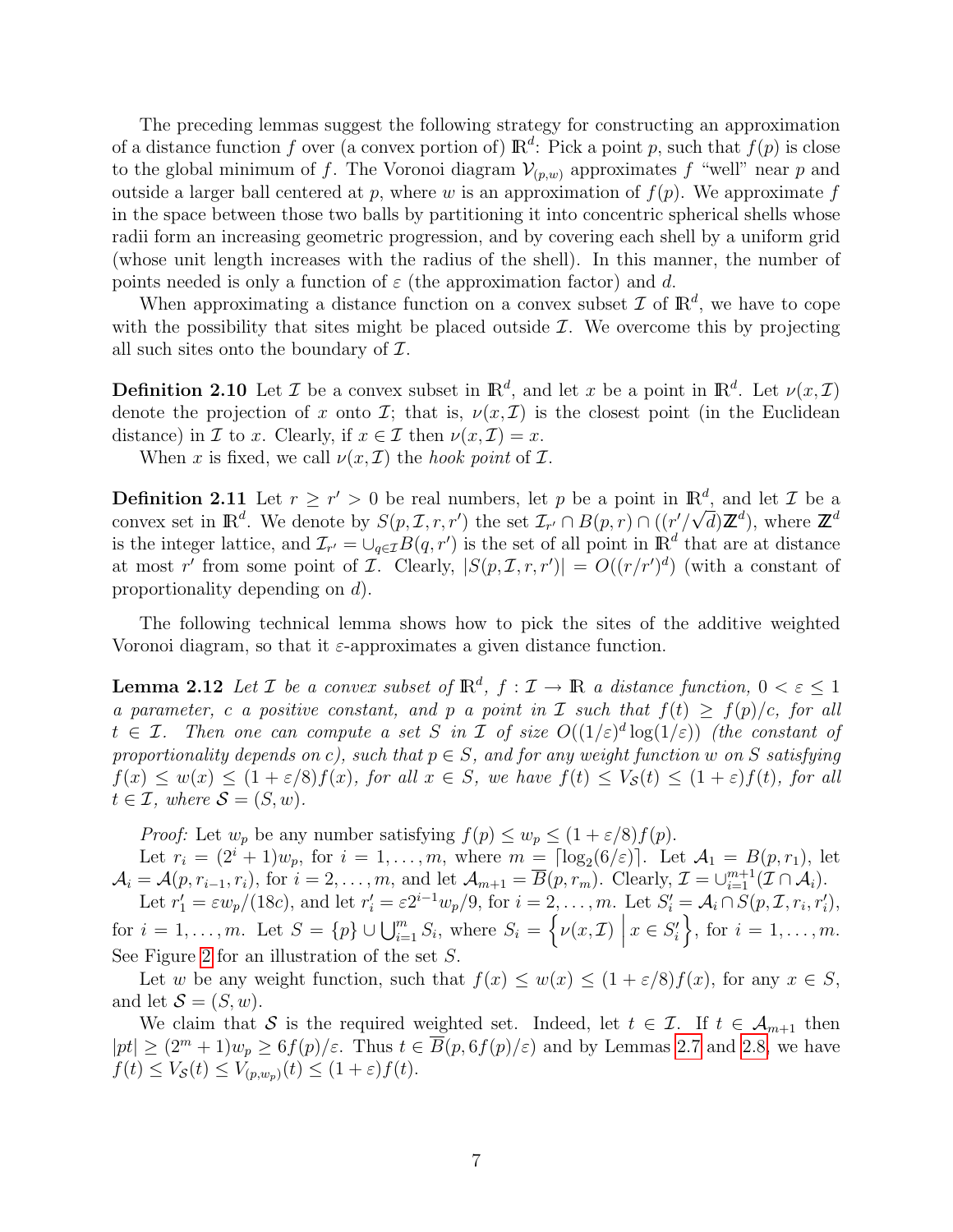The preceding lemmas suggest the following strategy for constructing an approximation of a distance function $f$ over (a convex portion of) $\mathbb{R}^d$: Pick a point $p$, such that $f(p)$ is close to the global minimum of $f$. The Voronoi diagram $\mathcal{V}_{(p,w)}$ approximates $f$ "well" near $p$ and outside a larger ball centered at $p$, where $w$ is an approximation of $f(p)$. We approximate $f$ in the space between those two balls by partitioning it into concentric spherical shells whose radii form an increasing geometric progression, and by covering each shell by a uniform grid (whose unit length increases with the radius of the shell). In this manner, the number of points needed is only a function of $\varepsilon$ (the approximation factor) and $d$.

When approximating a distance function on a convex subset $\mathcal{I}$ of $\mathbb{R}^d$, we have to cope with the possibility that sites might be placed outside $\mathcal{I}$. We overcome this by projecting all such sites onto the boundary of $\mathcal{I}$.

**Definition 2.10** Let $\mathcal{I}$ be a convex subset in $\mathbb{R}^d$, and let $x$ be a point in $\mathbb{R}^d$. Let $\nu(x, \mathcal{I})$ denote the projection of $x$ onto $\mathcal{I}$; that is, $\nu(x, \mathcal{I})$ is the closest point (in the Euclidean distance) in $\mathcal{I}$ to $x$. Clearly, if $x \in \mathcal{I}$ then $\nu(x, \mathcal{I}) = x$.

When $x$ is fixed, we call $\nu(x, \mathcal{I})$ the *hook point* of $\mathcal{I}$.

**Definition 2.11** Let $r \geq r' > 0$ be real numbers, let $p$ be a point in $\mathbb{R}^d$, and let $\mathcal{I}$ be a convex set in $\mathbb{R}^d$. We denote by $S(p, \mathcal{I}, r, r')$ the set $\mathcal{I}_{r'} \cap B(p, r) \cap ((r'/\sqrt{d})\mathbb{Z}^d)$, where $\mathbb{Z}^d$ is the integer lattice, and $\mathcal{I}_{r'} = \cup_{q \in \mathcal{I}} B(q, r')$ is the set of all point in $\mathbb{R}^d$ that are at distance at most $r'$ from some point of $\mathcal{I}$. Clearly, $|S(p, \mathcal{I}, r, r')| = O((r/r')^d)$ (with a constant of proportionality depending on $d$).

The following technical lemma shows how to pick the sites of the additive weighted Voronoi diagram, so that it $\varepsilon$-approximates a given distance function.

**Lemma 2.12** *Let $\mathcal{I}$ be a convex subset of $\mathbb{R}^d$, $f : \mathcal{I} \to \mathbb{R}$ a distance function, $0 < \varepsilon \leq 1$ a parameter, $c$ a positive constant, and $p$ a point in $\mathcal{I}$ such that $f(t) \geq f(p)/c$, for all $t \in \mathcal{I}$. Then one can compute a set $S$ in $\mathcal{I}$ of size $O((1/\varepsilon)^d \log(1/\varepsilon))$ (the constant of proportionality depends on $c$), such that $p \in S$, and for any weight function $w$ on $S$ satisfying $f(x) \leq w(x) \leq (1 + \varepsilon/8)f(x)$, for all $x \in S$, we have $f(t) \leq V_{\mathcal{S}}(t) \leq (1 + \varepsilon)f(t)$, for all $t \in \mathcal{I}$, where $\mathcal{S} = (S, w)$.*

*Proof:* Let $w_p$ be any number satisfying $f(p) \leq w_p \leq (1 + \varepsilon/8)f(p)$.

Let $r_i = (2^i + 1)w_p$, for $i = 1, \ldots, m$, where $m = \lceil \log_2(6/\varepsilon) \rceil$. Let $\mathcal{A}_1 = B(p, r_1)$, let $\mathcal{A}_i = \mathcal{A}(p, r_{i-1}, r_i)$, for $i = 2, \ldots, m$, and let $\mathcal{A}_{m+1} = \overline{B}(p, r_m)$. Clearly, $\mathcal{I} = \cup_{i=1}^{m+1}(\mathcal{I} \cap \mathcal{A}_i)$.

Let $r'_1 = \varepsilon w_p/(18c)$, and let $r'_i = \varepsilon 2^{i-1} w_p/9$, for $i = 2, \ldots, m$. Let $S'_i = \mathcal{A}_i \cap S(p, \mathcal{I}, r_i, r'_i)$, for $i = 1, \ldots, m$. Let $S = \{p\} \cup \bigcup_{i=1}^m S_i$, where $S_i = \left\{ \nu(x, \mathcal{I}) \;\middle|\; x \in S'_i \right\}$, for $i = 1, \ldots, m$. See Figure 2 for an illustration of the set $S$.

Let $w$ be any weight function, such that $f(x) \leq w(x) \leq (1 + \varepsilon/8)f(x)$, for any $x \in S$, and let $\mathcal{S} = (S, w)$.

We claim that $\mathcal{S}$ is the required weighted set. Indeed, let $t \in \mathcal{I}$. If $t \in \mathcal{A}_{m+1}$ then $|pt| \geq (2^m + 1)w_p \geq 6f(p)/\varepsilon$. Thus $t \in \overline{B}(p, 6f(p)/\varepsilon)$ and by Lemmas 2.7 and 2.8, we have $f(t) \leq V_{\mathcal{S}}(t) \leq V_{(p,w_p)}(t) \leq (1 + \varepsilon)f(t)$.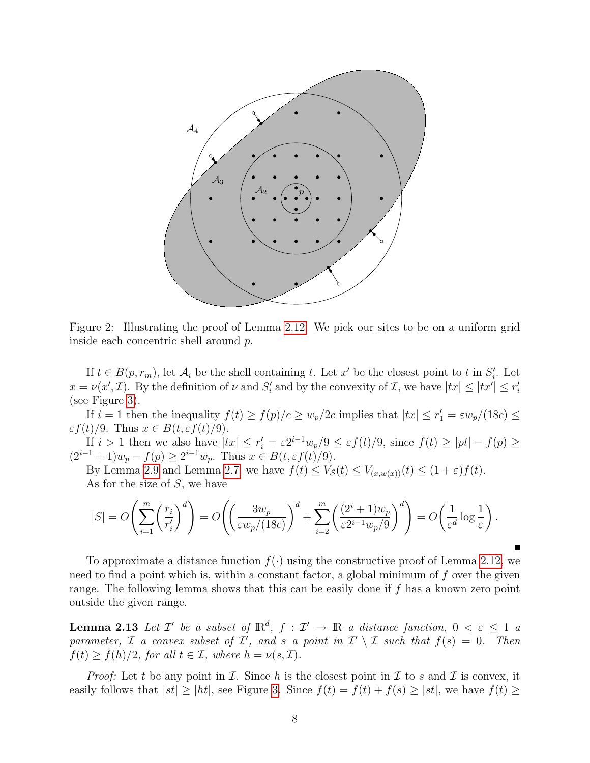Figure 2: Illustrating the proof of Lemma 2.12. We pick our sites to be on a uniform grid inside each concentric shell around $p$.

If $t \in B(p, r_m)$, let $\mathcal{A}_i$ be the shell containing $t$. Let $x'$ be the closest point to $t$ in $S'_i$. Let $x = \nu(x', \mathcal{I})$. By the definition of $\nu$ and $S'_i$ and by the convexity of $\mathcal{I}$, we have $|tx| \le |tx'| \le r'_i$ (see Figure 3).

If $i = 1$ then the inequality $f(t) \ge f(p)/c \ge w_p/2c$ implies that $|tx| \le r'_1 = \varepsilon w_p/(18c) \le \varepsilon f(t)/9$. Thus $x \in B(t, \varepsilon f(t)/9)$.

If $i > 1$ then we also have $|tx| \le r'_i = \varepsilon 2^{i-1} w_p/9 \le \varepsilon f(t)/9$, since $f(t) \ge |pt| - f(p) \ge (2^{i-1}+1)w_p - f(p) \ge 2^{i-1} w_p$. Thus $x \in B(t, \varepsilon f(t)/9)$.

By Lemma 2.9 and Lemma 2.7, we have $f(t) \le V_{\mathcal{S}}(t) \le V_{(x, w(x))}(t) \le (1+\varepsilon) f(t)$.

As for the size of $S$, we have

$$
|S| = O\left( \sum_{i=1}^{m} \left( \frac{r_i}{r'_i} \right)^d \right) = O\left( \left( \frac{3w_p}{\varepsilon w_p/(18c)} \right)^d + \sum_{i=2}^{m} \left( \frac{(2^i+1)w_p}{\varepsilon 2^{i-1} w_p/9} \right)^d \right) = O\left( \frac{1}{\varepsilon^d} \log \frac{1}{\varepsilon} \right).
$$

■

To approximate a distance function $f(\cdot)$ using the constructive proof of Lemma 2.12, we need to find a point which is, within a constant factor, a global minimum of $f$ over the given range. The following lemma shows that this can be easily done if $f$ has a known zero point outside the given range.

**Lemma 2.13** *Let $\mathcal{I}'$ be a subset of $\mathbb{R}^d$, $f : \mathcal{I}' \to \mathbb{R}$ a distance function, $0 < \varepsilon \le 1$ a parameter, $\mathcal{I}$ a convex subset of $\mathcal{I}'$, and $s$ a point in $\mathcal{I}' \setminus \mathcal{I}$ such that $f(s) = 0$. Then $f(t) \ge f(h)/2$, for all $t \in \mathcal{I}$, where $h = \nu(s, \mathcal{I})$.*

*Proof:* Let $t$ be any point in $\mathcal{I}$. Since $h$ is the closest point in $\mathcal{I}$ to $s$ and $\mathcal{I}$ is convex, it easily follows that $|st| \ge |ht|$, see Figure 3. Since $f(t) = f(t) + f(s) \ge |st|$, we have $f(t) \ge$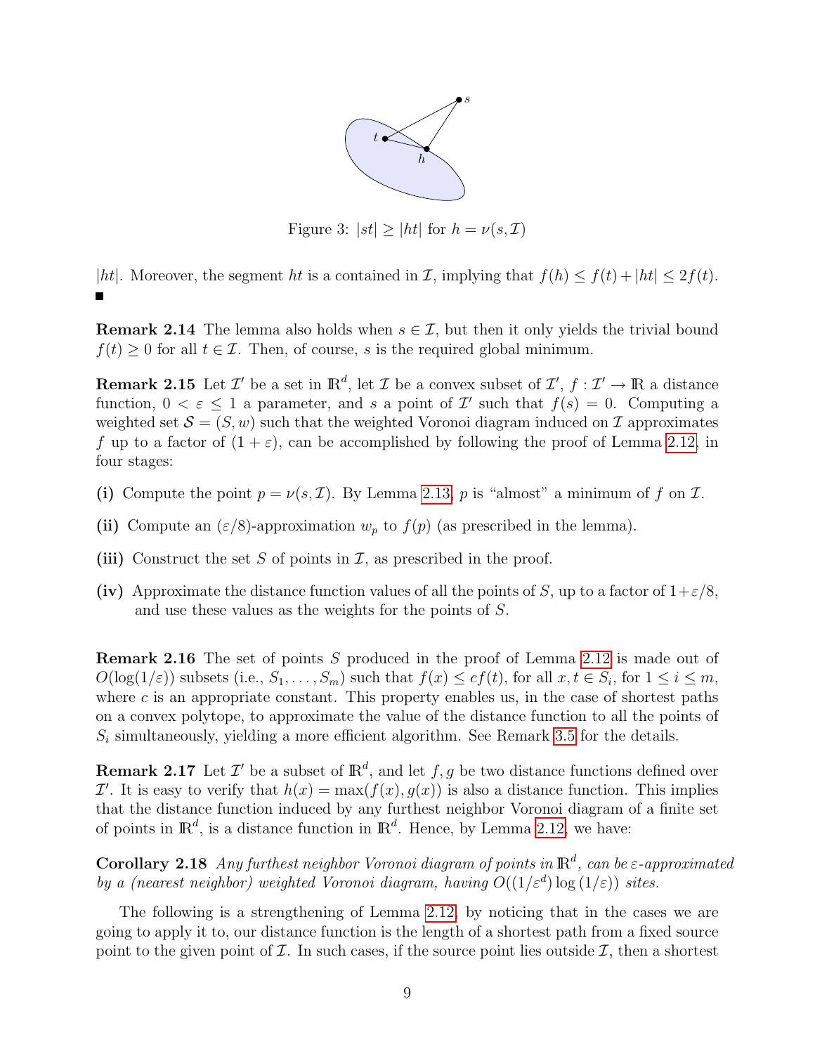Figure 3: $|st| \geq |ht|$ for $h = \nu(s, \mathcal{I})$

$|ht|$. Moreover, the segment $ht$ is a contained in $\mathcal{I}$, implying that $f(h) \leq f(t) + |ht| \leq 2f(t)$. ■

**Remark 2.14** The lemma also holds when $s \in \mathcal{I}$, but then it only yields the trivial bound $f(t) \geq 0$ for all $t \in \mathcal{I}$. Then, of course, $s$ is the required global minimum.

**Remark 2.15** Let $\mathcal{I}'$ be a set in $\mathbb{R}^d$, let $\mathcal{I}$ be a convex subset of $\mathcal{I}'$, $f : \mathcal{I}' \to \mathbb{R}$ a distance function, $0 < \varepsilon \leq 1$ a parameter, and $s$ a point of $\mathcal{I}'$ such that $f(s) = 0$. Computing a weighted set $\mathcal{S} = (S, w)$ such that the weighted Voronoi diagram induced on $\mathcal{I}$ approximates $f$ up to a factor of $(1 + \varepsilon)$, can be accomplished by following the proof of Lemma 2.12, in four stages:

**(i)** Compute the point $p = \nu(s, \mathcal{I})$. By Lemma 2.13, $p$ is "almost" a minimum of $f$ on $\mathcal{I}$.

**(ii)** Compute an $(\varepsilon/8)$-approximation $w_p$ to $f(p)$ (as prescribed in the lemma).

**(iii)** Construct the set $S$ of points in $\mathcal{I}$, as prescribed in the proof.

**(iv)** Approximate the distance function values of all the points of $S$, up to a factor of $1+\varepsilon/8$, and use these values as the weights for the points of $S$.

**Remark 2.16** The set of points $S$ produced in the proof of Lemma 2.12 is made out of $O(\log(1/\varepsilon))$ subsets (i.e., $S_1, \ldots, S_m$) such that $f(x) \leq cf(t)$, for all $x, t \in S_i$, for $1 \leq i \leq m$, where $c$ is an appropriate constant. This property enables us, in the case of shortest paths on a convex polytope, to approximate the value of the distance function to all the points of $S_i$ simultaneously, yielding a more efficient algorithm. See Remark 3.5 for the details.

**Remark 2.17** Let $\mathcal{I}'$ be a subset of $\mathbb{R}^d$, and let $f, g$ be two distance functions defined over $\mathcal{I}'$. It is easy to verify that $h(x) = \max(f(x), g(x))$ is also a distance function. This implies that the distance function induced by any furthest neighbor Voronoi diagram of a finite set of points in $\mathbb{R}^d$, is a distance function in $\mathbb{R}^d$. Hence, by Lemma 2.12, we have:

**Corollary 2.18** *Any furthest neighbor Voronoi diagram of points in $\mathbb{R}^d$, can be $\varepsilon$-approximated by a (nearest neighbor) weighted Voronoi diagram, having $O((1/\varepsilon^d)\log(1/\varepsilon))$ sites.*

The following is a strengthening of Lemma 2.12, by noticing that in the cases we are going to apply it to, our distance function is the length of a shortest path from a fixed source point to the given point of $\mathcal{I}$. In such cases, if the source point lies outside $\mathcal{I}$, then a shortest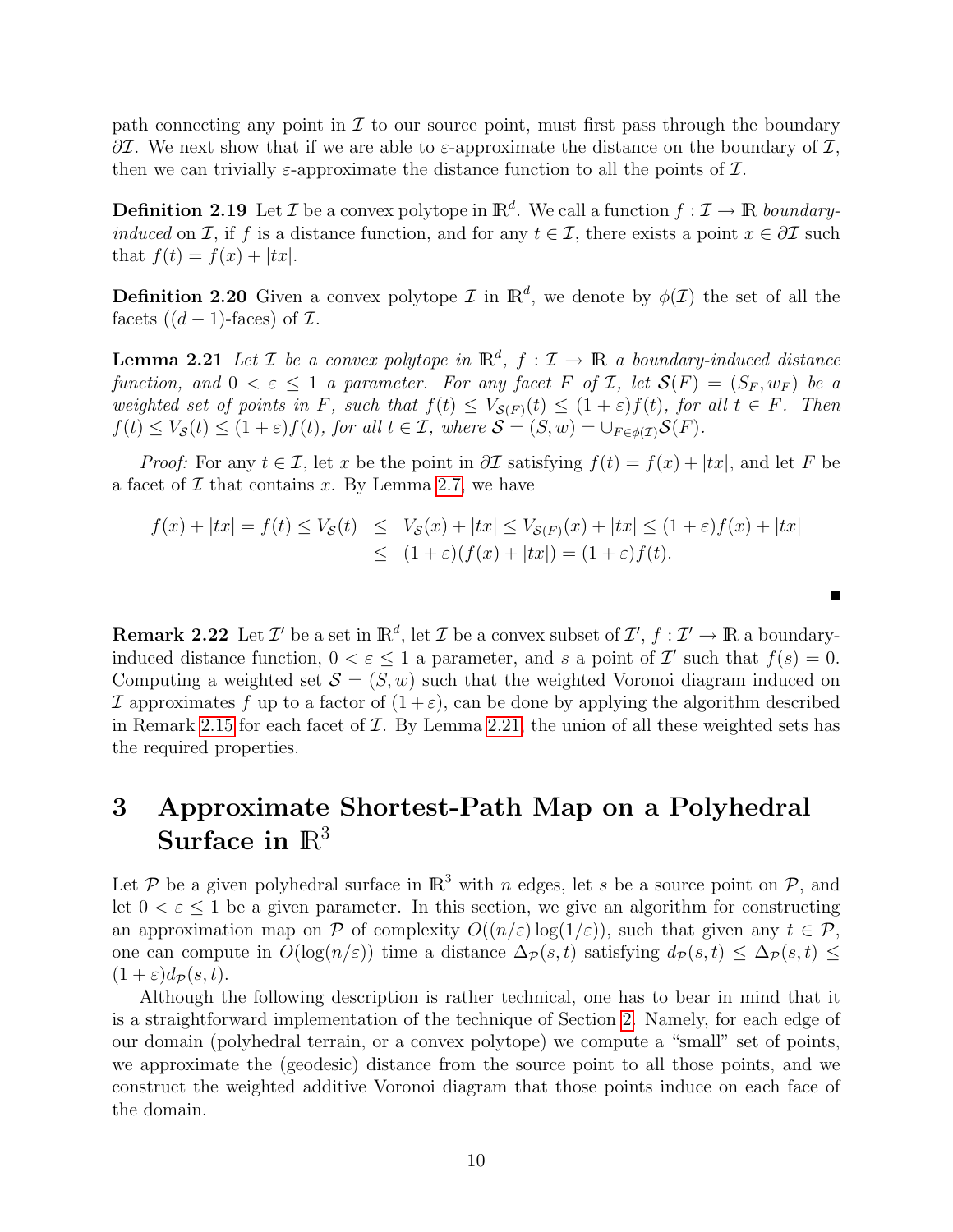path connecting any point in $\mathcal{I}$ to our source point, must first pass through the boundary $\partial\mathcal{I}$. We next show that if we are able to $\varepsilon$-approximate the distance on the boundary of $\mathcal{I}$, then we can trivially $\varepsilon$-approximate the distance function to all the points of $\mathcal{I}$.

**Definition 2.19** Let $\mathcal{I}$ be a convex polytope in $\mathbb{R}^d$. We call a function $f : \mathcal{I} \to \mathbb{R}$ *boundary-induced* on $\mathcal{I}$, if $f$ is a distance function, and for any $t \in \mathcal{I}$, there exists a point $x \in \partial\mathcal{I}$ such that $f(t) = f(x) + |tx|$.

**Definition 2.20** Given a convex polytope $\mathcal{I}$ in $\mathbb{R}^d$, we denote by $\phi(\mathcal{I})$ the set of all the facets ($(d-1)$-faces) of $\mathcal{I}$.

**Lemma 2.21** *Let $\mathcal{I}$ be a convex polytope in $\mathbb{R}^d$, $f : \mathcal{I} \to \mathbb{R}$ a boundary-induced distance function, and $0 < \varepsilon \leq 1$ a parameter. For any facet $F$ of $\mathcal{I}$, let $\mathcal{S}(F) = (S_F, w_F)$ be a weighted set of points in $F$, such that $f(t) \leq V_{\mathcal{S}(F)}(t) \leq (1+\varepsilon)f(t)$, for all $t \in F$. Then $f(t) \leq V_{\mathcal{S}}(t) \leq (1+\varepsilon)f(t)$, for all $t \in \mathcal{I}$, where $\mathcal{S} = (S, w) = \cup_{F \in \phi(\mathcal{I})} \mathcal{S}(F)$.*

*Proof:* For any $t \in \mathcal{I}$, let $x$ be the point in $\partial\mathcal{I}$ satisfying $f(t) = f(x) + |tx|$, and let $F$ be a facet of $\mathcal{I}$ that contains $x$. By Lemma 2.7, we have

$$
\begin{aligned}
f(x) + |tx| = f(t) \leq V_{\mathcal{S}}(t) &\leq V_{\mathcal{S}}(x) + |tx| \leq V_{\mathcal{S}(F)}(x) + |tx| \leq (1+\varepsilon)f(x) + |tx| \\
&\leq (1+\varepsilon)(f(x) + |tx|) = (1+\varepsilon)f(t).
\end{aligned}
$$

■

**Remark 2.22** Let $\mathcal{I}'$ be a set in $\mathbb{R}^d$, let $\mathcal{I}$ be a convex subset of $\mathcal{I}'$, $f : \mathcal{I}' \to \mathbb{R}$ a boundary-induced distance function, $0 < \varepsilon \leq 1$ a parameter, and $s$ a point of $\mathcal{I}'$ such that $f(s) = 0$. Computing a weighted set $\mathcal{S} = (S, w)$ such that the weighted Voronoi diagram induced on $\mathcal{I}$ approximates $f$ up to a factor of $(1+\varepsilon)$, can be done by applying the algorithm described in Remark 2.15 for each facet of $\mathcal{I}$. By Lemma 2.21, the union of all these weighted sets has the required properties.

# 3 Approximate Shortest-Path Map on a Polyhedral Surface in $\mathbb{R}^3$

Let $\mathcal{P}$ be a given polyhedral surface in $\mathbb{R}^3$ with $n$ edges, let $s$ be a source point on $\mathcal{P}$, and let $0 < \varepsilon \leq 1$ be a given parameter. In this section, we give an algorithm for constructing an approximation map on $\mathcal{P}$ of complexity $O((n/\varepsilon)\log(1/\varepsilon))$, such that given any $t \in \mathcal{P}$, one can compute in $O(\log(n/\varepsilon))$ time a distance $\Delta_{\mathcal{P}}(s,t)$ satisfying $d_{\mathcal{P}}(s,t) \leq \Delta_{\mathcal{P}}(s,t) \leq (1+\varepsilon)d_{\mathcal{P}}(s,t)$.

Although the following description is rather technical, one has to bear in mind that it is a straightforward implementation of the technique of Section 2. Namely, for each edge of our domain (polyhedral terrain, or a convex polytope) we compute a "small" set of points, we approximate the (geodesic) distance from the source point to all those points, and we construct the weighted additive Voronoi diagram that those points induce on each face of the domain.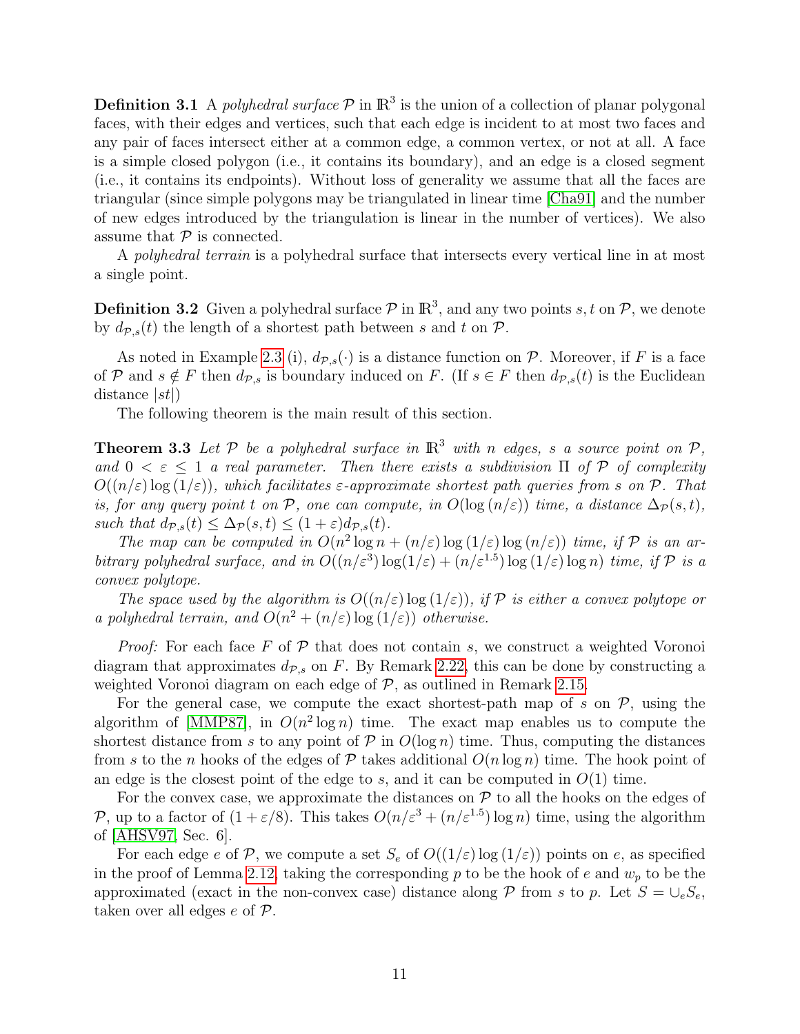**Definition 3.1** A *polyhedral surface* $\mathcal{P}$ in $\mathbb{R}^3$ is the union of a collection of planar polygonal faces, with their edges and vertices, such that each edge is incident to at most two faces and any pair of faces intersect either at a common edge, a common vertex, or not at all. A face is a simple closed polygon (i.e., it contains its boundary), and an edge is a closed segment (i.e., it contains its endpoints). Without loss of generality we assume that all the faces are triangular (since simple polygons may be triangulated in linear time [Cha91] and the number of new edges introduced by the triangulation is linear in the number of vertices). We also assume that $\mathcal{P}$ is connected.

A *polyhedral terrain* is a polyhedral surface that intersects every vertical line in at most a single point.

**Definition 3.2** Given a polyhedral surface $\mathcal{P}$ in $\mathbb{R}^3$, and any two points $s, t$ on $\mathcal{P}$, we denote by $d_{\mathcal{P},s}(t)$ the length of a shortest path between $s$ and $t$ on $\mathcal{P}$.

As noted in Example 2.3 (i), $d_{\mathcal{P},s}(\cdot)$ is a distance function on $\mathcal{P}$. Moreover, if $F$ is a face of $\mathcal{P}$ and $s \notin F$ then $d_{\mathcal{P},s}$ is boundary induced on $F$. (If $s \in F$ then $d_{\mathcal{P},s}(t)$ is the Euclidean distance $|st|$)

The following theorem is the main result of this section.

**Theorem 3.3** *Let $\mathcal{P}$ be a polyhedral surface in $\mathbb{R}^3$ with $n$ edges, $s$ a source point on $\mathcal{P}$, and $0 < \varepsilon \leq 1$ a real parameter. Then there exists a subdivision $\Pi$ of $\mathcal{P}$ of complexity $O((n/\varepsilon)\log(1/\varepsilon))$, which facilitates $\varepsilon$-approximate shortest path queries from $s$ on $\mathcal{P}$. That is, for any query point $t$ on $\mathcal{P}$, one can compute, in $O(\log(n/\varepsilon))$ time, a distance $\Delta_{\mathcal{P}}(s,t)$, such that $d_{\mathcal{P},s}(t) \leq \Delta_{\mathcal{P}}(s,t) \leq (1+\varepsilon)d_{\mathcal{P},s}(t)$.*

*The map can be computed in $O(n^2 \log n + (n/\varepsilon)\log(1/\varepsilon)\log(n/\varepsilon))$ time, if $\mathcal{P}$ is an arbitrary polyhedral surface, and in $O((n/\varepsilon^3)\log(1/\varepsilon) + (n/\varepsilon^{1.5})\log(1/\varepsilon)\log n)$ time, if $\mathcal{P}$ is a convex polytope.*

*The space used by the algorithm is $O((n/\varepsilon)\log(1/\varepsilon))$, if $\mathcal{P}$ is either a convex polytope or a polyhedral terrain, and $O(n^2 + (n/\varepsilon)\log(1/\varepsilon))$ otherwise.*

*Proof:* For each face $F$ of $\mathcal{P}$ that does not contain $s$, we construct a weighted Voronoi diagram that approximates $d_{\mathcal{P},s}$ on $F$. By Remark 2.22, this can be done by constructing a weighted Voronoi diagram on each edge of $\mathcal{P}$, as outlined in Remark 2.15.

For the general case, we compute the exact shortest-path map of $s$ on $\mathcal{P}$, using the algorithm of [MMP87], in $O(n^2 \log n)$ time. The exact map enables us to compute the shortest distance from $s$ to any point of $\mathcal{P}$ in $O(\log n)$ time. Thus, computing the distances from $s$ to the $n$ hooks of the edges of $\mathcal{P}$ takes additional $O(n \log n)$ time. The hook point of an edge is the closest point of the edge to $s$, and it can be computed in $O(1)$ time.

For the convex case, we approximate the distances on $\mathcal{P}$ to all the hooks on the edges of $\mathcal{P}$, up to a factor of $(1 + \varepsilon/8)$. This takes $O(n/\varepsilon^3 + (n/\varepsilon^{1.5})\log n)$ time, using the algorithm of [AHSV97, Sec. 6].

For each edge $e$ of $\mathcal{P}$, we compute a set $S_e$ of $O((1/\varepsilon)\log(1/\varepsilon))$ points on $e$, as specified in the proof of Lemma 2.12, taking the corresponding $p$ to be the hook of $e$ and $w_p$ to be the approximated (exact in the non-convex case) distance along $\mathcal{P}$ from $s$ to $p$. Let $S = \cup_e S_e$, taken over all edges $e$ of $\mathcal{P}$.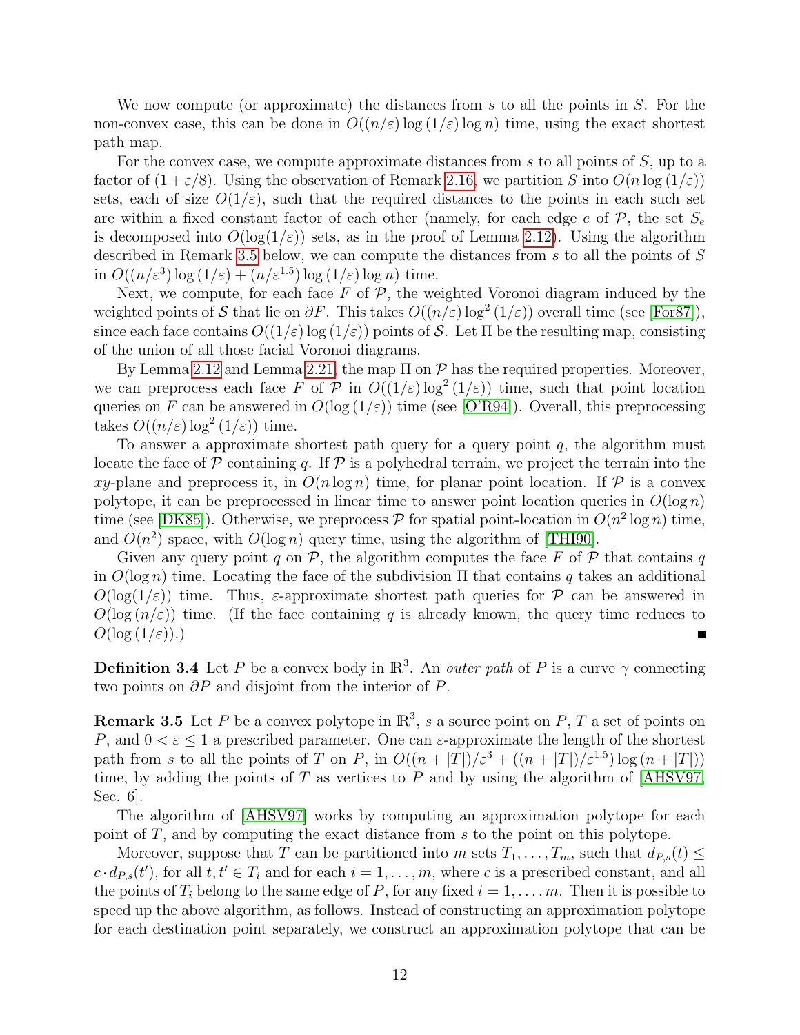We now compute (or approximate) the distances from $s$ to all the points in $S$. For the non-convex case, this can be done in $O((n/\varepsilon)\log(1/\varepsilon)\log n)$ time, using the exact shortest path map.

For the convex case, we compute approximate distances from $s$ to all points of $S$, up to a factor of $(1+\varepsilon/8)$. Using the observation of Remark 2.16, we partition $S$ into $O(n\log(1/\varepsilon))$ sets, each of size $O(1/\varepsilon)$, such that the required distances to the points in each such set are within a fixed constant factor of each other (namely, for each edge $e$ of $\mathcal{P}$, the set $S_e$ is decomposed into $O(\log(1/\varepsilon))$ sets, as in the proof of Lemma 2.12). Using the algorithm described in Remark 3.5 below, we can compute the distances from $s$ to all the points of $S$ in $O((n/\varepsilon^3)\log(1/\varepsilon) + (n/\varepsilon^{1.5})\log(1/\varepsilon)\log n)$ time.

Next, we compute, for each face $F$ of $\mathcal{P}$, the weighted Voronoi diagram induced by the weighted points of $\mathcal{S}$ that lie on $\partial F$. This takes $O((n/\varepsilon)\log^2(1/\varepsilon))$ overall time (see [For87]), since each face contains $O((1/\varepsilon)\log(1/\varepsilon))$ points of $\mathcal{S}$. Let $\Pi$ be the resulting map, consisting of the union of all those facial Voronoi diagrams.

By Lemma 2.12 and Lemma 2.21, the map $\Pi$ on $\mathcal{P}$ has the required properties. Moreover, we can preprocess each face $F$ of $\mathcal{P}$ in $O((1/\varepsilon)\log^2(1/\varepsilon))$ time, such that point location queries on $F$ can be answered in $O(\log(1/\varepsilon))$ time (see [O'R94]). Overall, this preprocessing takes $O((n/\varepsilon)\log^2(1/\varepsilon))$ time.

To answer a approximate shortest path query for a query point $q$, the algorithm must locate the face of $\mathcal{P}$ containing $q$. If $\mathcal{P}$ is a polyhedral terrain, we project the terrain into the $xy$-plane and preprocess it, in $O(n\log n)$ time, for planar point location. If $\mathcal{P}$ is a convex polytope, it can be preprocessed in linear time to answer point location queries in $O(\log n)$ time (see [DK85]). Otherwise, we preprocess $\mathcal{P}$ for spatial point-location in $O(n^2\log n)$ time, and $O(n^2)$ space, with $O(\log n)$ query time, using the algorithm of [THI90].

Given any query point $q$ on $\mathcal{P}$, the algorithm computes the face $F$ of $\mathcal{P}$ that contains $q$ in $O(\log n)$ time. Locating the face of the subdivision $\Pi$ that contains $q$ takes an additional $O(\log(1/\varepsilon))$ time. Thus, $\varepsilon$-approximate shortest path queries for $\mathcal{P}$ can be answered in $O(\log(n/\varepsilon))$ time. (If the face containing $q$ is already known, the query time reduces to $O(\log(1/\varepsilon))$.) ∎

**Definition 3.4** Let $P$ be a convex body in $\mathbb{R}^3$. An *outer path* of $P$ is a curve $\gamma$ connecting two points on $\partial P$ and disjoint from the interior of $P$.

**Remark 3.5** Let $P$ be a convex polytope in $\mathbb{R}^3$, $s$ a source point on $P$, $T$ a set of points on $P$, and $0 < \varepsilon \le 1$ a prescribed parameter. One can $\varepsilon$-approximate the length of the shortest path from $s$ to all the points of $T$ on $P$, in $O((n+|T|)/\varepsilon^3 + ((n+|T|)/\varepsilon^{1.5})\log(n+|T|))$ time, by adding the points of $T$ as vertices to $P$ and by using the algorithm of [AHSV97, Sec. 6].

The algorithm of [AHSV97] works by computing an approximation polytope for each point of $T$, and by computing the exact distance from $s$ to the point on this polytope.

Moreover, suppose that $T$ can be partitioned into $m$ sets $T_1, \ldots, T_m$, such that $d_{P,s}(t) \le c \cdot d_{P,s}(t')$, for all $t, t' \in T_i$ and for each $i = 1, \ldots, m$, where $c$ is a prescribed constant, and all the points of $T_i$ belong to the same edge of $P$, for any fixed $i = 1, \ldots, m$. Then it is possible to speed up the above algorithm, as follows. Instead of constructing an approximation polytope for each destination point separately, we construct an approximation polytope that can be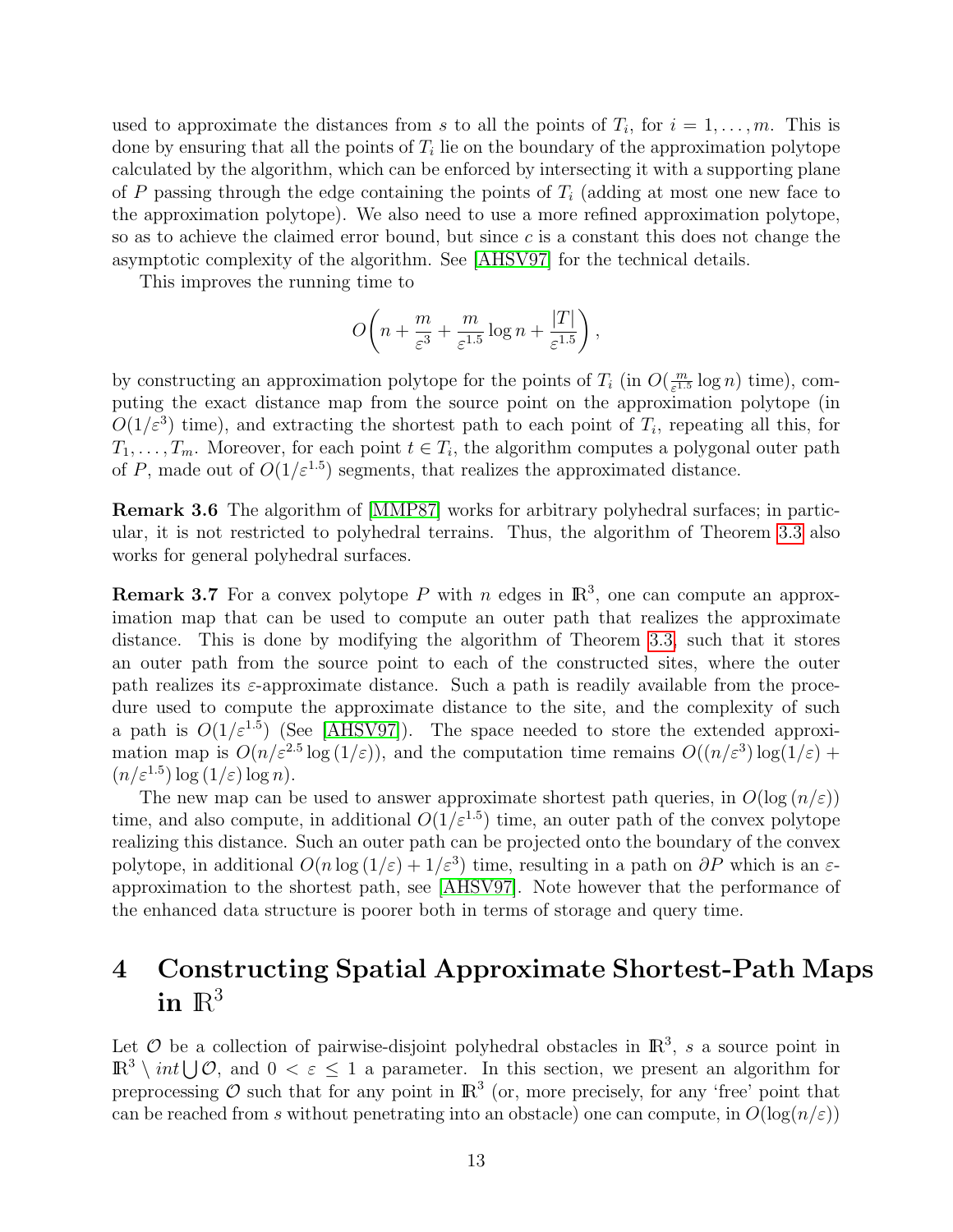used to approximate the distances from $s$ to all the points of $T_i$, for $i = 1, \ldots, m$. This is done by ensuring that all the points of $T_i$ lie on the boundary of the approximation polytope calculated by the algorithm, which can be enforced by intersecting it with a supporting plane of $P$ passing through the edge containing the points of $T_i$ (adding at most one new face to the approximation polytope). We also need to use a more refined approximation polytope, so as to achieve the claimed error bound, but since $c$ is a constant this does not change the asymptotic complexity of the algorithm. See [AHSV97] for the technical details.

This improves the running time to

$$O\left(n + \frac{m}{\varepsilon^3} + \frac{m}{\varepsilon^{1.5}} \log n + \frac{|T|}{\varepsilon^{1.5}}\right),$$

by constructing an approximation polytope for the points of $T_i$ (in $O(\frac{m}{\varepsilon^{1.5}} \log n)$ time), computing the exact distance map from the source point on the approximation polytope (in $O(1/\varepsilon^3)$ time), and extracting the shortest path to each point of $T_i$, repeating all this, for $T_1, \ldots, T_m$. Moreover, for each point $t \in T_i$, the algorithm computes a polygonal outer path of $P$, made out of $O(1/\varepsilon^{1.5})$ segments, that realizes the approximated distance.

**Remark 3.6** The algorithm of [MMP87] works for arbitrary polyhedral surfaces; in particular, it is not restricted to polyhedral terrains. Thus, the algorithm of Theorem 3.3 also works for general polyhedral surfaces.

**Remark 3.7** For a convex polytope $P$ with $n$ edges in $\mathbb{R}^3$, one can compute an approximation map that can be used to compute an outer path that realizes the approximate distance. This is done by modifying the algorithm of Theorem 3.3, such that it stores an outer path from the source point to each of the constructed sites, where the outer path realizes its $\varepsilon$-approximate distance. Such a path is readily available from the procedure used to compute the approximate distance to the site, and the complexity of such a path is $O(1/\varepsilon^{1.5})$ (See [AHSV97]). The space needed to store the extended approximation map is $O(n/\varepsilon^{2.5} \log(1/\varepsilon))$, and the computation time remains $O((n/\varepsilon^3)\log(1/\varepsilon) + (n/\varepsilon^{1.5})\log(1/\varepsilon)\log n)$.

The new map can be used to answer approximate shortest path queries, in $O(\log(n/\varepsilon))$ time, and also compute, in additional $O(1/\varepsilon^{1.5})$ time, an outer path of the convex polytope realizing this distance. Such an outer path can be projected onto the boundary of the convex polytope, in additional $O(n \log(1/\varepsilon) + 1/\varepsilon^3)$ time, resulting in a path on $\partial P$ which is an $\varepsilon$-approximation to the shortest path, see [AHSV97]. Note however that the performance of the enhanced data structure is poorer both in terms of storage and query time.

# 4 Constructing Spatial Approximate Shortest-Path Maps in $\mathbb{R}^3$

Let $\mathcal{O}$ be a collection of pairwise-disjoint polyhedral obstacles in $\mathbb{R}^3$, $s$ a source point in $\mathbb{R}^3 \setminus int \bigcup \mathcal{O}$, and $0 < \varepsilon \leq 1$ a parameter. In this section, we present an algorithm for preprocessing $\mathcal{O}$ such that for any point in $\mathbb{R}^3$ (or, more precisely, for any 'free' point that can be reached from $s$ without penetrating into an obstacle) one can compute, in $O(\log(n/\varepsilon))$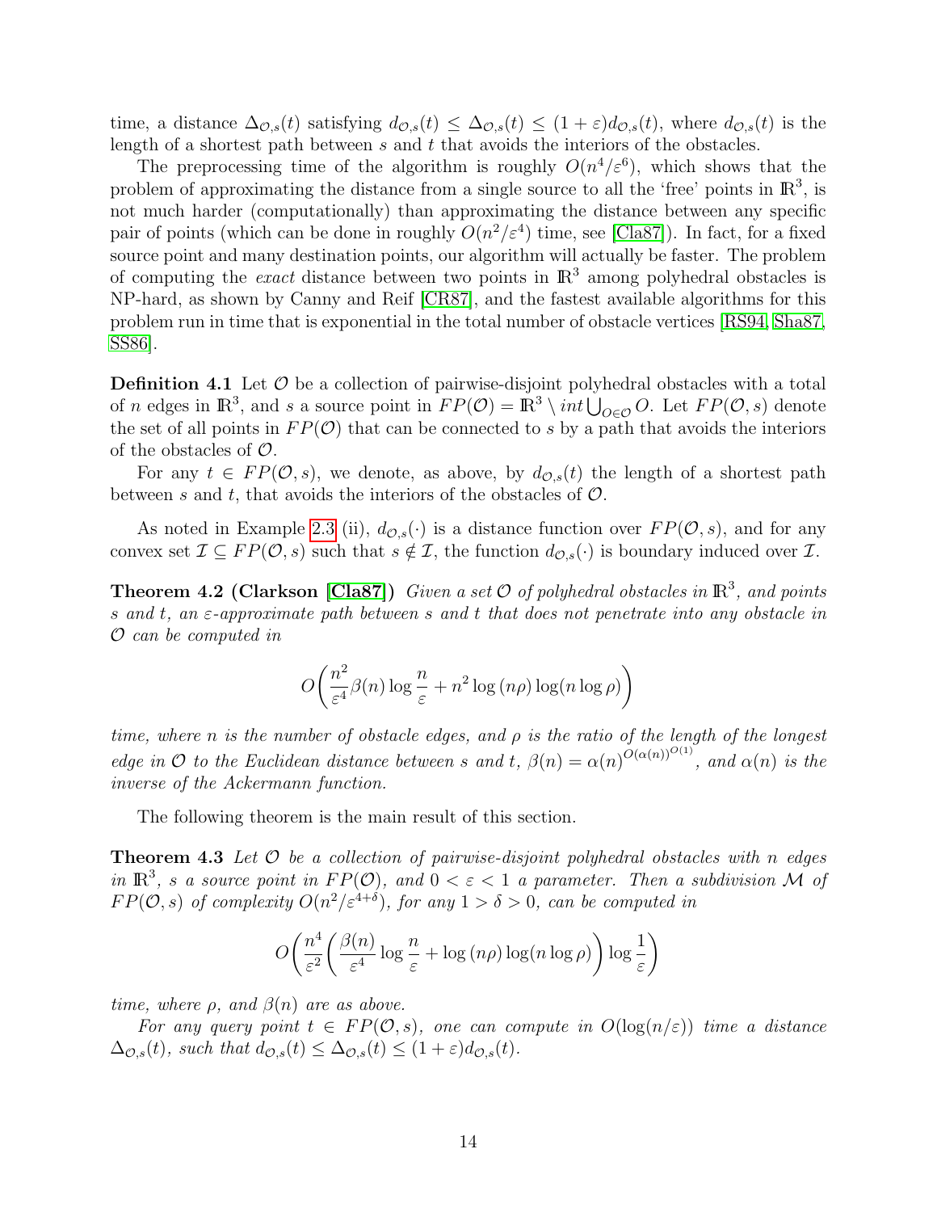time, a distance $\Delta_{\mathcal{O},s}(t)$ satisfying $d_{\mathcal{O},s}(t) \leq \Delta_{\mathcal{O},s}(t) \leq (1+\varepsilon) d_{\mathcal{O},s}(t)$, where $d_{\mathcal{O},s}(t)$ is the length of a shortest path between $s$ and $t$ that avoids the interiors of the obstacles.

The preprocessing time of the algorithm is roughly $O(n^4/\varepsilon^6)$, which shows that the problem of approximating the distance from a single source to all the 'free' points in $\mathbb{R}^3$, is not much harder (computationally) than approximating the distance between any specific pair of points (which can be done in roughly $O(n^2/\varepsilon^4)$ time, see [Cla87]). In fact, for a fixed source point and many destination points, our algorithm will actually be faster. The problem of computing the *exact* distance between two points in $\mathbb{R}^3$ among polyhedral obstacles is NP-hard, as shown by Canny and Reif [CR87], and the fastest available algorithms for this problem run in time that is exponential in the total number of obstacle vertices [RS94, Sha87, SS86].

**Definition 4.1** Let $\mathcal{O}$ be a collection of pairwise-disjoint polyhedral obstacles with a total of $n$ edges in $\mathbb{R}^3$, and $s$ a source point in $FP(\mathcal{O}) = \mathbb{R}^3 \setminus int \bigcup_{O \in \mathcal{O}} O$. Let $FP(\mathcal{O}, s)$ denote the set of all points in $FP(\mathcal{O})$ that can be connected to $s$ by a path that avoids the interiors of the obstacles of $\mathcal{O}$.

For any $t \in FP(\mathcal{O}, s)$, we denote, as above, by $d_{\mathcal{O},s}(t)$ the length of a shortest path between $s$ and $t$, that avoids the interiors of the obstacles of $\mathcal{O}$.

As noted in Example 2.3 (ii), $d_{\mathcal{O},s}(\cdot)$ is a distance function over $FP(\mathcal{O}, s)$, and for any convex set $\mathcal{I} \subseteq FP(\mathcal{O}, s)$ such that $s \notin \mathcal{I}$, the function $d_{\mathcal{O},s}(\cdot)$ is boundary induced over $\mathcal{I}$.

**Theorem 4.2 (Clarkson [Cla87])** *Given a set $\mathcal{O}$ of polyhedral obstacles in $\mathbb{R}^3$, and points $s$ and $t$, an $\varepsilon$-approximate path between $s$ and $t$ that does not penetrate into any obstacle in $\mathcal{O}$ can be computed in*

$$O\left( \frac{n^2}{\varepsilon^4} \beta(n) \log \frac{n}{\varepsilon} + n^2 \log(n\rho) \log(n \log \rho) \right)$$

*time, where $n$ is the number of obstacle edges, and $\rho$ is the ratio of the length of the longest edge in $\mathcal{O}$ to the Euclidean distance between $s$ and $t$, $\beta(n) = \alpha(n)^{O(\alpha(n))^{O(1)}}$, and $\alpha(n)$ is the inverse of the Ackermann function.*

The following theorem is the main result of this section.

**Theorem 4.3** *Let $\mathcal{O}$ be a collection of pairwise-disjoint polyhedral obstacles with $n$ edges in $\mathbb{R}^3$, $s$ a source point in $FP(\mathcal{O})$, and $0 < \varepsilon < 1$ a parameter. Then a subdivision $\mathcal{M}$ of $FP(\mathcal{O}, s)$ of complexity $O(n^2/\varepsilon^{4+\delta})$, for any $1 > \delta > 0$, can be computed in*

$$O\left( \frac{n^4}{\varepsilon^2} \left( \frac{\beta(n)}{\varepsilon^4} \log \frac{n}{\varepsilon} + \log(n\rho) \log(n \log \rho) \right) \log \frac{1}{\varepsilon} \right)$$

*time, where $\rho$, and $\beta(n)$ are as above.*

*For any query point $t \in FP(\mathcal{O}, s)$, one can compute in $O(\log(n/\varepsilon))$ time a distance $\Delta_{\mathcal{O},s}(t)$, such that $d_{\mathcal{O},s}(t) \leq \Delta_{\mathcal{O},s}(t) \leq (1+\varepsilon) d_{\mathcal{O},s}(t)$.*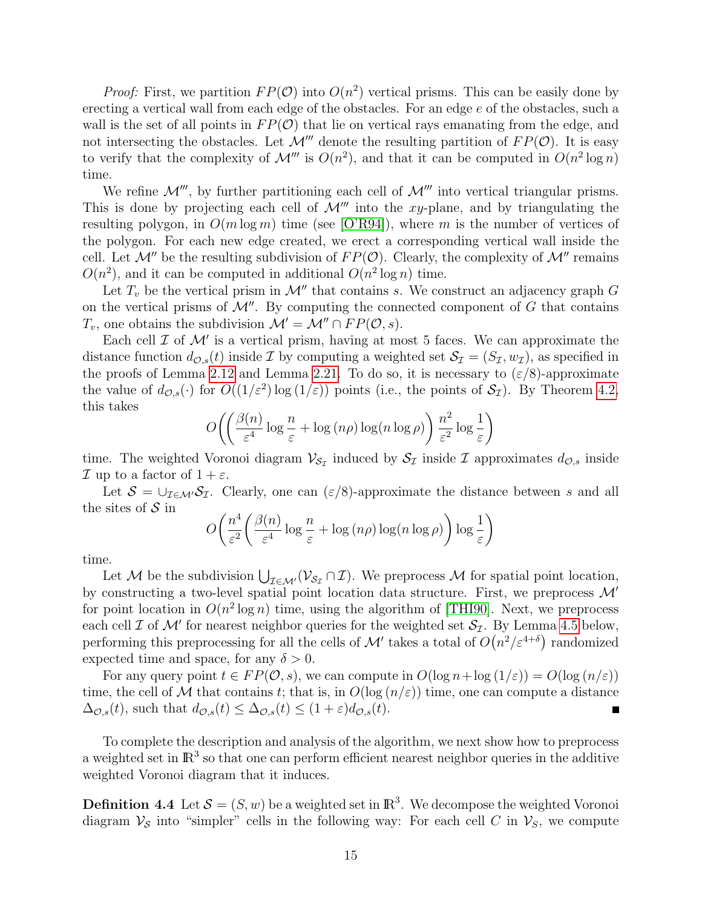*Proof:* First, we partition $FP(\mathcal{O})$ into $O(n^2)$ vertical prisms. This can be easily done by erecting a vertical wall from each edge of the obstacles. For an edge $e$ of the obstacles, such a wall is the set of all points in $FP(\mathcal{O})$ that lie on vertical rays emanating from the edge, and not intersecting the obstacles. Let $\mathcal{M}'''$ denote the resulting partition of $FP(\mathcal{O})$. It is easy to verify that the complexity of $\mathcal{M}'''$ is $O(n^2)$, and that it can be computed in $O(n^2 \log n)$ time.

We refine $\mathcal{M}'''$, by further partitioning each cell of $\mathcal{M}'''$ into vertical triangular prisms. This is done by projecting each cell of $\mathcal{M}'''$ into the $xy$-plane, and by triangulating the resulting polygon, in $O(m \log m)$ time (see [O'R94]), where $m$ is the number of vertices of the polygon. For each new edge created, we erect a corresponding vertical wall inside the cell. Let $\mathcal{M}''$ be the resulting subdivision of $FP(\mathcal{O})$. Clearly, the complexity of $\mathcal{M}''$ remains $O(n^2)$, and it can be computed in additional $O(n^2 \log n)$ time.

Let $T_v$ be the vertical prism in $\mathcal{M}''$ that contains $s$. We construct an adjacency graph $G$ on the vertical prisms of $\mathcal{M}''$. By computing the connected component of $G$ that contains $T_v$, one obtains the subdivision $\mathcal{M}' = \mathcal{M}'' \cap FP(\mathcal{O}, s)$.

Each cell $\mathcal{I}$ of $\mathcal{M}'$ is a vertical prism, having at most 5 faces. We can approximate the distance function $d_{\mathcal{O},s}(t)$ inside $\mathcal{I}$ by computing a weighted set $\mathcal{S}_{\mathcal{I}} = (S_{\mathcal{I}}, w_{\mathcal{I}})$, as specified in the proofs of Lemma 2.12 and Lemma 2.21. To do so, it is necessary to $(\varepsilon/8)$-approximate the value of $d_{\mathcal{O},s}(\cdot)$ for $O((1/\varepsilon^2)\log(1/\varepsilon))$ points (i.e., the points of $\mathcal{S}_{\mathcal{I}}$). By Theorem 4.2, this takes

$$O\left(\left(\frac{\beta(n)}{\varepsilon^4}\log\frac{n}{\varepsilon} + \log(n\rho)\log(n\log\rho)\right)\frac{n^2}{\varepsilon^2}\log\frac{1}{\varepsilon}\right)$$

time. The weighted Voronoi diagram $\mathcal{V}_{\mathcal{S}_{\mathcal{I}}}$ induced by $\mathcal{S}_{\mathcal{I}}$ inside $\mathcal{I}$ approximates $d_{\mathcal{O},s}$ inside $\mathcal{I}$ up to a factor of $1+\varepsilon$.

Let $\mathcal{S} = \cup_{\mathcal{I}\in\mathcal{M}'}\mathcal{S}_{\mathcal{I}}$. Clearly, one can $(\varepsilon/8)$-approximate the distance between $s$ and all the sites of $\mathcal{S}$ in

$$O\left(\frac{n^4}{\varepsilon^2}\left(\frac{\beta(n)}{\varepsilon^4}\log\frac{n}{\varepsilon} + \log(n\rho)\log(n\log\rho)\right)\log\frac{1}{\varepsilon}\right)$$

time.

Let $\mathcal{M}$ be the subdivision $\bigcup_{\mathcal{I}\in\mathcal{M}'}(\mathcal{V}_{\mathcal{S}_{\mathcal{I}}} \cap \mathcal{I})$. We preprocess $\mathcal{M}$ for spatial point location, by constructing a two-level spatial point location data structure. First, we preprocess $\mathcal{M}'$ for point location in $O(n^2 \log n)$ time, using the algorithm of [THI90]. Next, we preprocess each cell $\mathcal{I}$ of $\mathcal{M}'$ for nearest neighbor queries for the weighted set $\mathcal{S}_{\mathcal{I}}$. By Lemma 4.5 below, performing this preprocessing for all the cells of $\mathcal{M}'$ takes a total of $O\left(n^2/\varepsilon^{4+\delta}\right)$ randomized expected time and space, for any $\delta > 0$.

For any query point $t \in FP(\mathcal{O}, s)$, we can compute in $O(\log n + \log(1/\varepsilon)) = O(\log(n/\varepsilon))$ time, the cell of $\mathcal{M}$ that contains $t$; that is, in $O(\log(n/\varepsilon))$ time, one can compute a distance $\Delta_{\mathcal{O},s}(t)$, such that $d_{\mathcal{O},s}(t) \le \Delta_{\mathcal{O},s}(t) \le (1+\varepsilon)d_{\mathcal{O},s}(t)$. ∎

To complete the description and analysis of the algorithm, we next show how to preprocess a weighted set in $\mathbb{R}^3$ so that one can perform efficient nearest neighbor queries in the additive weighted Voronoi diagram that it induces.

**Definition 4.4** Let $\mathcal{S} = (S, w)$ be a weighted set in $\mathbb{R}^3$. We decompose the weighted Voronoi diagram $\mathcal{V}_{\mathcal{S}}$ into "simpler" cells in the following way: For each cell $C$ in $\mathcal{V}_S$, we compute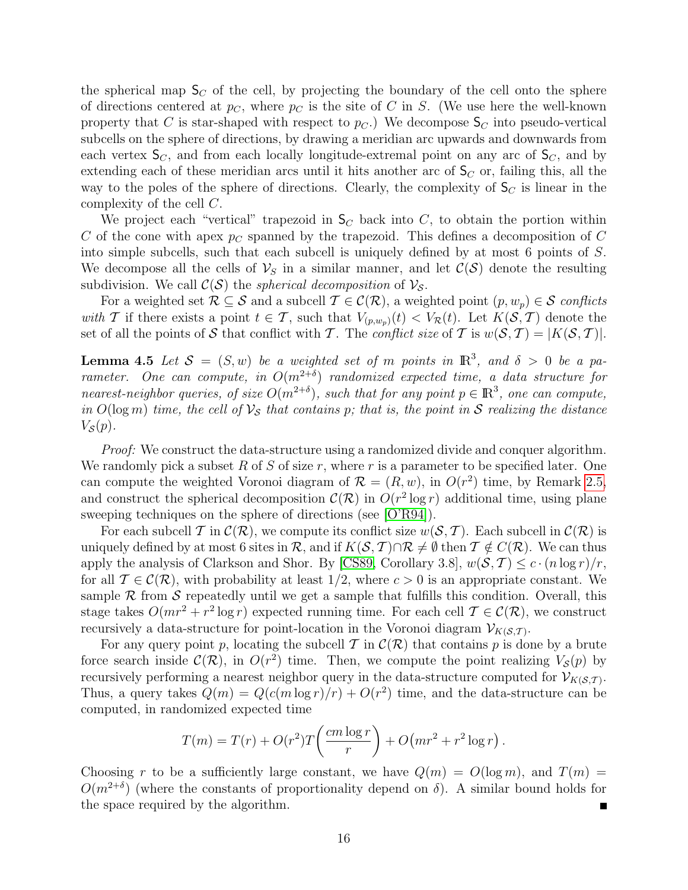the spherical map $\mathsf{S}_C$ of the cell, by projecting the boundary of the cell onto the sphere of directions centered at $p_C$, where $p_C$ is the site of $C$ in $S$. (We use here the well-known property that $C$ is star-shaped with respect to $p_C$.) We decompose $\mathsf{S}_C$ into pseudo-vertical subcells on the sphere of directions, by drawing a meridian arc upwards and downwards from each vertex $\mathsf{S}_C$, and from each locally longitude-extremal point on any arc of $\mathsf{S}_C$, and by extending each of these meridian arcs until it hits another arc of $\mathsf{S}_C$ or, failing this, all the way to the poles of the sphere of directions. Clearly, the complexity of $\mathsf{S}_C$ is linear in the complexity of the cell $C$.

We project each "vertical" trapezoid in $\mathsf{S}_C$ back into $C$, to obtain the portion within $C$ of the cone with apex $p_C$ spanned by the trapezoid. This defines a decomposition of $C$ into simple subcells, such that each subcell is uniquely defined by at most 6 points of $S$. We decompose all the cells of $\mathcal{V}_{\mathcal{S}}$ in a similar manner, and let $\mathcal{C}(\mathcal{S})$ denote the resulting subdivision. We call $\mathcal{C}(\mathcal{S})$ the *spherical decomposition* of $\mathcal{V}_{\mathcal{S}}$.

For a weighted set $\mathcal{R} \subseteq \mathcal{S}$ and a subcell $\mathcal{T} \in \mathcal{C}(\mathcal{R})$, a weighted point $(p, w_p) \in \mathcal{S}$ *conflicts with* $\mathcal{T}$ if there exists a point $t \in \mathcal{T}$, such that $V_{(p,w_p)}(t) < V_{\mathcal{R}}(t)$. Let $K(\mathcal{S}, \mathcal{T})$ denote the set of all the points of $\mathcal{S}$ that conflict with $\mathcal{T}$. The *conflict size* of $\mathcal{T}$ is $w(\mathcal{S}, \mathcal{T}) = |K(\mathcal{S}, \mathcal{T})|$.

**Lemma 4.5** *Let $\mathcal{S} = (S, w)$ be a weighted set of $m$ points in $\mathbb{R}^3$, and $\delta > 0$ be a parameter. One can compute, in $O(m^{2+\delta})$ randomized expected time, a data structure for nearest-neighbor queries, of size $O(m^{2+\delta})$, such that for any point $p \in \mathbb{R}^3$, one can compute, in $O(\log m)$ time, the cell of $\mathcal{V}_{\mathcal{S}}$ that contains $p$; that is, the point in $\mathcal{S}$ realizing the distance $V_{\mathcal{S}}(p)$.*

*Proof:* We construct the data-structure using a randomized divide and conquer algorithm. We randomly pick a subset $R$ of $S$ of size $r$, where $r$ is a parameter to be specified later. One can compute the weighted Voronoi diagram of $\mathcal{R} = (R, w)$, in $O(r^2)$ time, by Remark 2.5, and construct the spherical decomposition $\mathcal{C}(\mathcal{R})$ in $O(r^2 \log r)$ additional time, using plane sweeping techniques on the sphere of directions (see [O'R94]).

For each subcell $\mathcal{T}$ in $\mathcal{C}(\mathcal{R})$, we compute its conflict size $w(\mathcal{S}, \mathcal{T})$. Each subcell in $\mathcal{C}(\mathcal{R})$ is uniquely defined by at most 6 sites in $\mathcal{R}$, and if $K(\mathcal{S}, \mathcal{T}) \cap \mathcal{R} \neq \emptyset$ then $\mathcal{T} \notin C(\mathcal{R})$. We can thus apply the analysis of Clarkson and Shor. By [CS89, Corollary 3.8], $w(\mathcal{S}, \mathcal{T}) \le c \cdot (n \log r)/r$, for all $\mathcal{T} \in \mathcal{C}(\mathcal{R})$, with probability at least $1/2$, where $c > 0$ is an appropriate constant. We sample $\mathcal{R}$ from $\mathcal{S}$ repeatedly until we get a sample that fulfills this condition. Overall, this stage takes $O(mr^2 + r^2 \log r)$ expected running time. For each cell $\mathcal{T} \in \mathcal{C}(\mathcal{R})$, we construct recursively a data-structure for point-location in the Voronoi diagram $\mathcal{V}_{K(\mathcal{S},\mathcal{T})}$.

For any query point $p$, locating the subcell $\mathcal{T}$ in $\mathcal{C}(\mathcal{R})$ that contains $p$ is done by a brute force search inside $\mathcal{C}(\mathcal{R})$, in $O(r^2)$ time. Then, we compute the point realizing $V_{\mathcal{S}}(p)$ by recursively performing a nearest neighbor query in the data-structure computed for $\mathcal{V}_{K(\mathcal{S},\mathcal{T})}$. Thus, a query takes $Q(m) = Q(c(m \log r)/r) + O(r^2)$ time, and the data-structure can be computed, in randomized expected time

$$T(m) = T(r) + O(r^2) T\left(\frac{cm \log r}{r}\right) + O\big(mr^2 + r^2 \log r\big).$$

Choosing $r$ to be a sufficiently large constant, we have $Q(m) = O(\log m)$, and $T(m) = O(m^{2+\delta})$ (where the constants of proportionality depend on $\delta$). A similar bound holds for the space required by the algorithm. ∎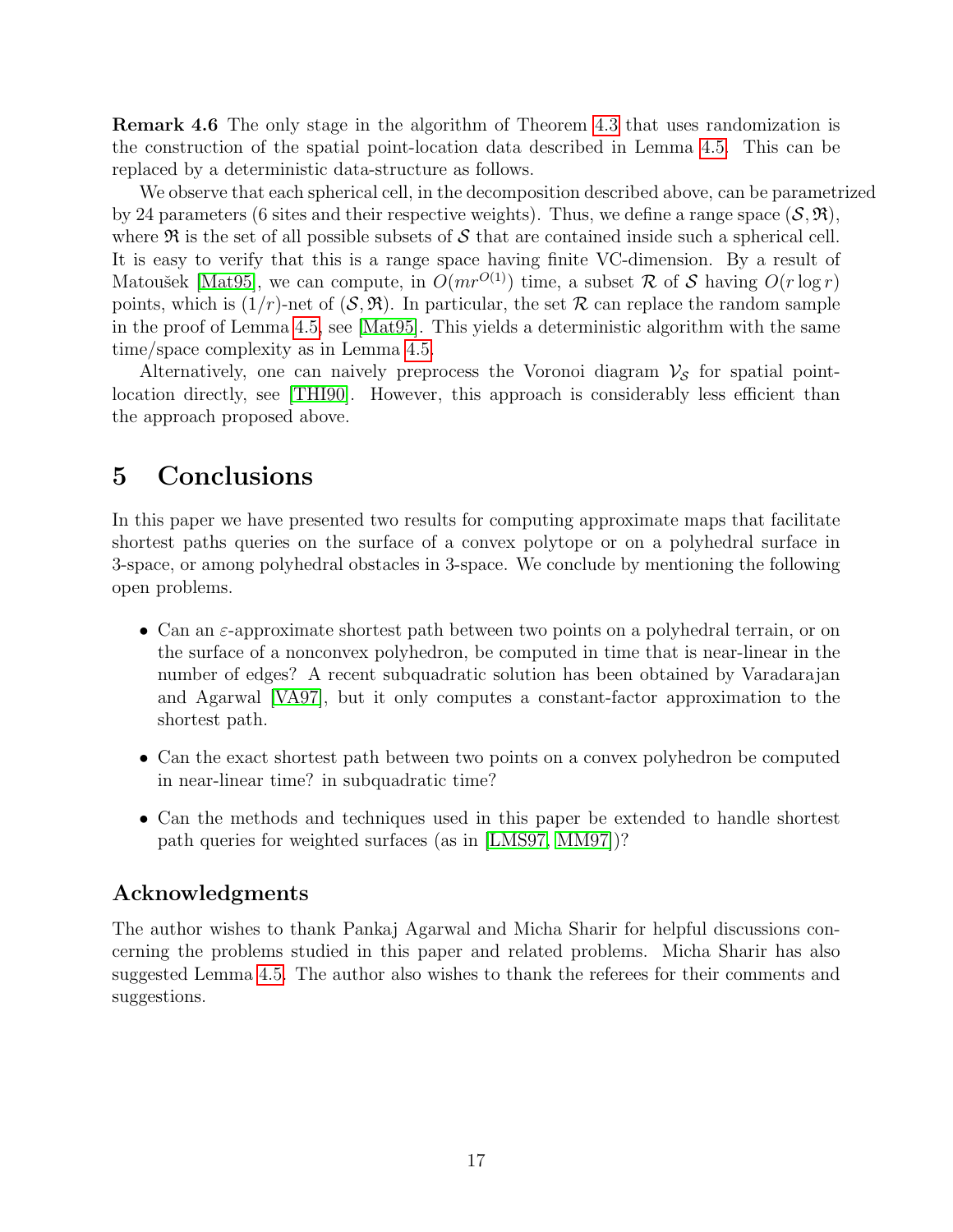**Remark 4.6** The only stage in the algorithm of Theorem 4.3 that uses randomization is the construction of the spatial point-location data described in Lemma 4.5. This can be replaced by a deterministic data-structure as follows.

We observe that each spherical cell, in the decomposition described above, can be parametrized by 24 parameters (6 sites and their respective weights). Thus, we define a range space $(\mathcal{S}, \mathfrak{R})$, where $\mathfrak{R}$ is the set of all possible subsets of $\mathcal{S}$ that are contained inside such a spherical cell. It is easy to verify that this is a range space having finite VC-dimension. By a result of Matoušek [Mat95], we can compute, in $O(mr^{O(1)})$ time, a subset $\mathcal{R}$ of $\mathcal{S}$ having $O(r \log r)$ points, which is $(1/r)$-net of $(\mathcal{S}, \mathfrak{R})$. In particular, the set $\mathcal{R}$ can replace the random sample in the proof of Lemma 4.5, see [Mat95]. This yields a deterministic algorithm with the same time/space complexity as in Lemma 4.5.

Alternatively, one can naively preprocess the Voronoi diagram $\mathcal{V}_{\mathcal{S}}$ for spatial point-location directly, see [THI90]. However, this approach is considerably less efficient than the approach proposed above.

# 5 Conclusions

In this paper we have presented two results for computing approximate maps that facilitate shortest paths queries on the surface of a convex polytope or on a polyhedral surface in 3-space, or among polyhedral obstacles in 3-space. We conclude by mentioning the following open problems.

- Can an $\varepsilon$-approximate shortest path between two points on a polyhedral terrain, or on the surface of a nonconvex polyhedron, be computed in time that is near-linear in the number of edges? A recent subquadratic solution has been obtained by Varadarajan and Agarwal [VA97], but it only computes a constant-factor approximation to the shortest path.
- Can the exact shortest path between two points on a convex polyhedron be computed in near-linear time? in subquadratic time?
- Can the methods and techniques used in this paper be extended to handle shortest path queries for weighted surfaces (as in [LMS97, MM97])?

## Acknowledgments

The author wishes to thank Pankaj Agarwal and Micha Sharir for helpful discussions concerning the problems studied in this paper and related problems. Micha Sharir has also suggested Lemma 4.5. The author also wishes to thank the referees for their comments and suggestions.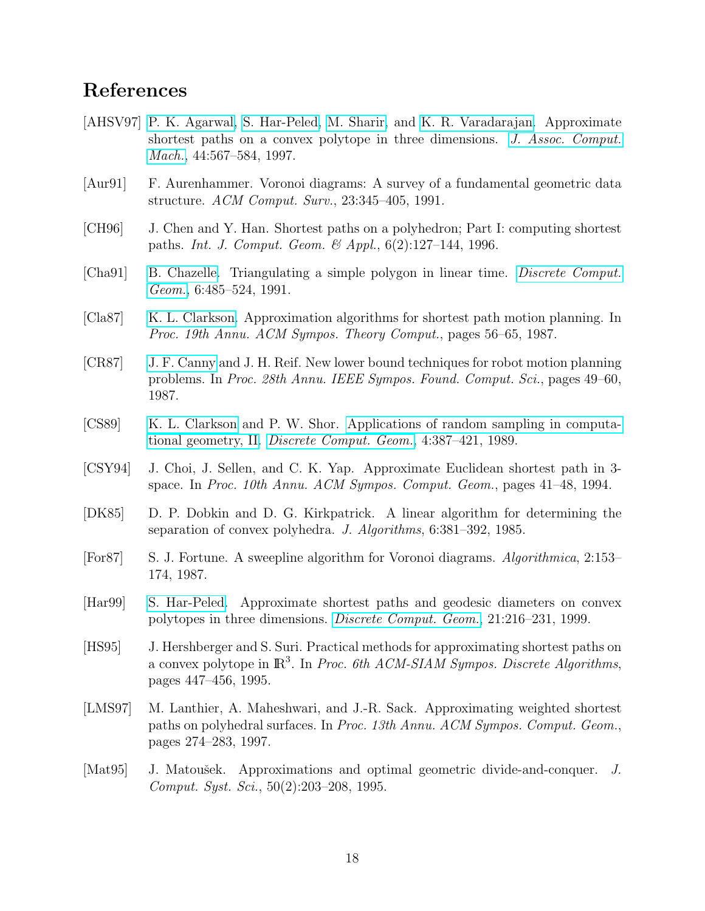# References

[AHSV97] P. K. Agarwal, S. Har-Peled, M. Sharir, and K. R. Varadarajan. Approximate shortest paths on a convex polytope in three dimensions. *J. Assoc. Comput. Mach.*, 44:567–584, 1997.

[Aur91] F. Aurenhammer. Voronoi diagrams: A survey of a fundamental geometric data structure. *ACM Comput. Surv.*, 23:345–405, 1991.

[CH96] J. Chen and Y. Han. Shortest paths on a polyhedron; Part I: computing shortest paths. *Int. J. Comput. Geom. & Appl.*, 6(2):127–144, 1996.

[Cha91] B. Chazelle. Triangulating a simple polygon in linear time. *Discrete Comput. Geom.*, 6:485–524, 1991.

[Cla87] K. L. Clarkson. Approximation algorithms for shortest path motion planning. In *Proc. 19th Annu. ACM Sympos. Theory Comput.*, pages 56–65, 1987.

[CR87] J. F. Canny and J. H. Reif. New lower bound techniques for robot motion planning problems. In *Proc. 28th Annu. IEEE Sympos. Found. Comput. Sci.*, pages 49–60, 1987.

[CS89] K. L. Clarkson and P. W. Shor. Applications of random sampling in computational geometry, II. *Discrete Comput. Geom.*, 4:387–421, 1989.

[CSY94] J. Choi, J. Sellen, and C. K. Yap. Approximate Euclidean shortest path in 3-space. In *Proc. 10th Annu. ACM Sympos. Comput. Geom.*, pages 41–48, 1994.

[DK85] D. P. Dobkin and D. G. Kirkpatrick. A linear algorithm for determining the separation of convex polyhedra. *J. Algorithms*, 6:381–392, 1985.

[For87] S. J. Fortune. A sweepline algorithm for Voronoi diagrams. *Algorithmica*, 2:153–174, 1987.

[Har99] S. Har-Peled. Approximate shortest paths and geodesic diameters on convex polytopes in three dimensions. *Discrete Comput. Geom.*, 21:216–231, 1999.

[HS95] J. Hershberger and S. Suri. Practical methods for approximating shortest paths on a convex polytope in $\mathbb{R}^3$. In *Proc. 6th ACM-SIAM Sympos. Discrete Algorithms*, pages 447–456, 1995.

[LMS97] M. Lanthier, A. Maheshwari, and J.-R. Sack. Approximating weighted shortest paths on polyhedral surfaces. In *Proc. 13th Annu. ACM Sympos. Comput. Geom.*, pages 274–283, 1997.

[Mat95] J. Matoušek. Approximations and optimal geometric divide-and-conquer. *J. Comput. Syst. Sci.*, 50(2):203–208, 1995.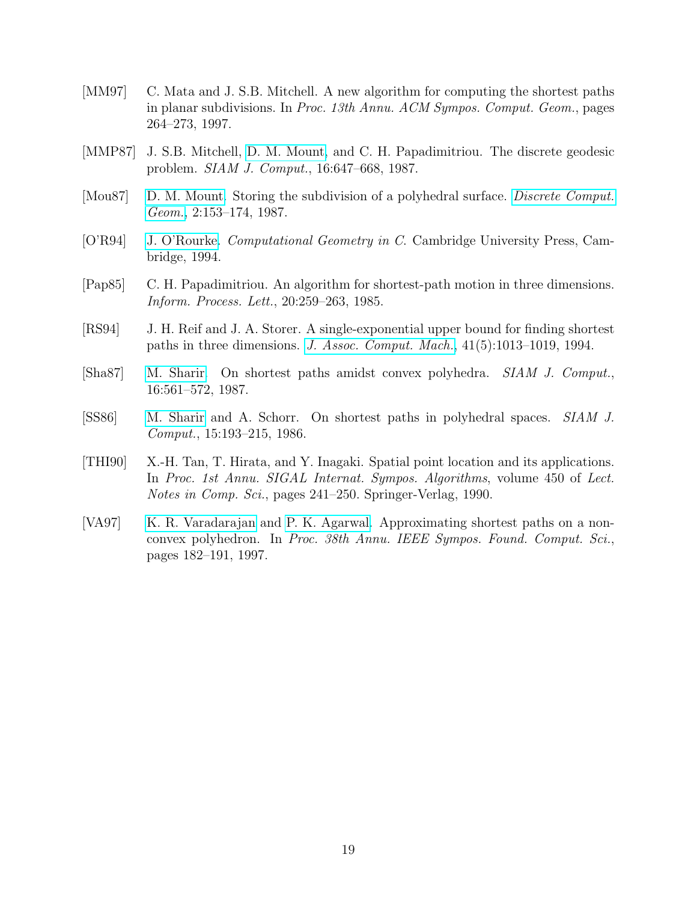[MM97] C. Mata and J. S.B. Mitchell. A new algorithm for computing the shortest paths in planar subdivisions. In *Proc. 13th Annu. ACM Sympos. Comput. Geom.*, pages 264–273, 1997.

[MMP87] J. S.B. Mitchell, D. M. Mount, and C. H. Papadimitriou. The discrete geodesic problem. *SIAM J. Comput.*, 16:647–668, 1987.

[Mou87] D. M. Mount. Storing the subdivision of a polyhedral surface. *Discrete Comput. Geom.*, 2:153–174, 1987.

[O'R94] J. O'Rourke. *Computational Geometry in C*. Cambridge University Press, Cambridge, 1994.

[Pap85] C. H. Papadimitriou. An algorithm for shortest-path motion in three dimensions. *Inform. Process. Lett.*, 20:259–263, 1985.

[RS94] J. H. Reif and J. A. Storer. A single-exponential upper bound for finding shortest paths in three dimensions. *J. Assoc. Comput. Mach.*, 41(5):1013–1019, 1994.

[Sha87] M. Sharir. On shortest paths amidst convex polyhedra. *SIAM J. Comput.*, 16:561–572, 1987.

[SS86] M. Sharir and A. Schorr. On shortest paths in polyhedral spaces. *SIAM J. Comput.*, 15:193–215, 1986.

[THI90] X.-H. Tan, T. Hirata, and Y. Inagaki. Spatial point location and its applications. In *Proc. 1st Annu. SIGAL Internat. Sympos. Algorithms*, volume 450 of *Lect. Notes in Comp. Sci.*, pages 241–250. Springer-Verlag, 1990.

[VA97] K. R. Varadarajan and P. K. Agarwal. Approximating shortest paths on a non-convex polyhedron. In *Proc. 38th Annu. IEEE Sympos. Found. Comput. Sci.*, pages 182–191, 1997.